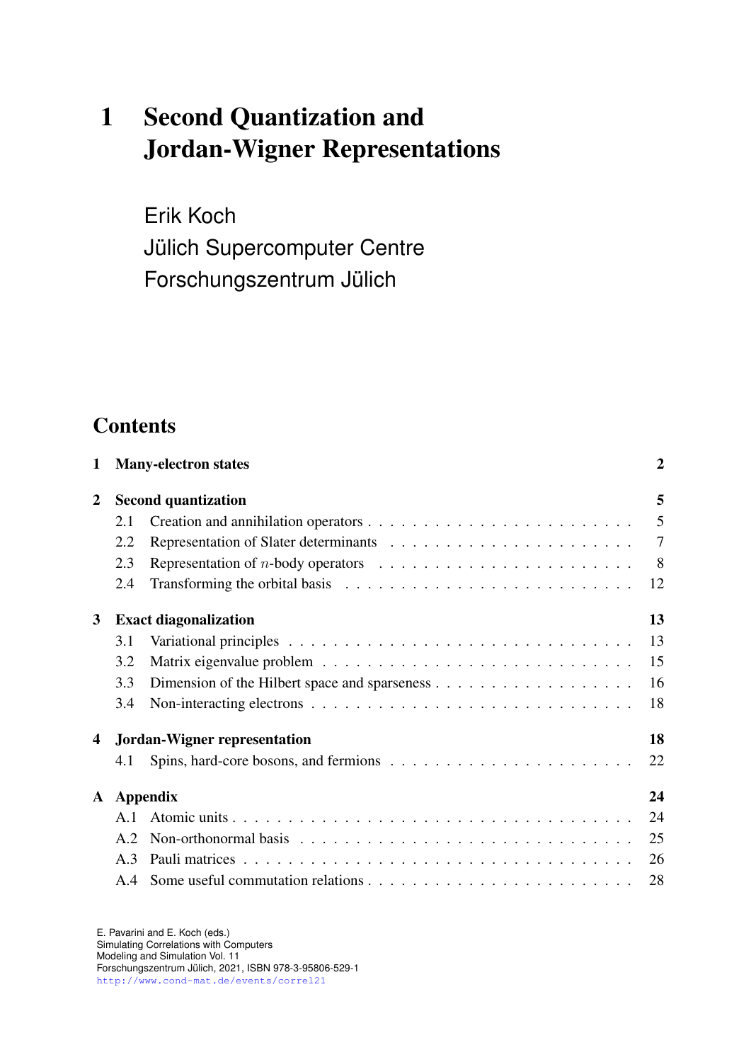# 1 Second Quantization and Jordan-Wigner Representations

Erik Koch
Jülich Supercomputer Centre
Forschungszentrum Jülich

## Contents

| | | |
|---|---|---|
| **1** | **Many-electron states** | **2** |
| **2** | **Second quantization** | **5** |
| 2.1 | Creation and annihilation operators | 5 |
| 2.2 | Representation of Slater determinants | 7 |
| 2.3 | Representation of $n$-body operators | 8 |
| 2.4 | Transforming the orbital basis | 12 |
| **3** | **Exact diagonalization** | **13** |
| 3.1 | Variational principles | 13 |
| 3.2 | Matrix eigenvalue problem | 15 |
| 3.3 | Dimension of the Hilbert space and sparseness | 16 |
| 3.4 | Non-interacting electrons | 18 |
| **4** | **Jordan-Wigner representation** | **18** |
| 4.1 | Spins, hard-core bosons, and fermions | 22 |
| **A** | **Appendix** | **24** |
| A.1 | Atomic units | 24 |
| A.2 | Non-orthonormal basis | 25 |
| A.3 | Pauli matrices | 26 |
| A.4 | Some useful commutation relations | 28 |

E. Pavarini and E. Koch (eds.)
Simulating Correlations with Computers
Modeling and Simulation Vol. 11
Forschungszentrum Jülich, 2021, ISBN 978-3-95806-529-1
http://www.cond-mat.de/events/correl21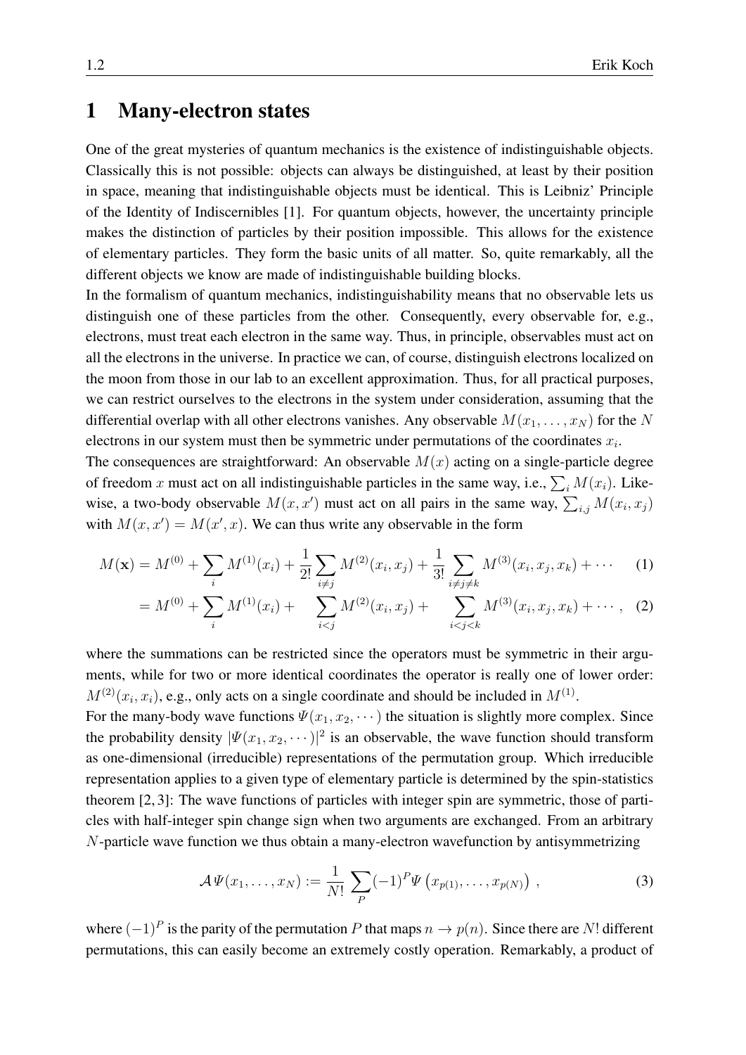# 1 Many-electron states

One of the great mysteries of quantum mechanics is the existence of indistinguishable objects. Classically this is not possible: objects can always be distinguished, at least by their position in space, meaning that indistinguishable objects must be identical. This is Leibniz' Principle of the Identity of Indiscernibles [1]. For quantum objects, however, the uncertainty principle makes the distinction of particles by their position impossible. This allows for the existence of elementary particles. They form the basic units of all matter. So, quite remarkably, all the different objects we know are made of indistinguishable building blocks.

In the formalism of quantum mechanics, indistinguishability means that no observable lets us distinguish one of these particles from the other. Consequently, every observable for, e.g., electrons, must treat each electron in the same way. Thus, in principle, observables must act on all the electrons in the universe. In practice we can, of course, distinguish electrons localized on the moon from those in our lab to an excellent approximation. Thus, for all practical purposes, we can restrict ourselves to the electrons in the system under consideration, assuming that the differential overlap with all other electrons vanishes. Any observable $M(x_1, \ldots, x_N)$ for the $N$ electrons in our system must then be symmetric under permutations of the coordinates $x_i$.

The consequences are straightforward: An observable $M(x)$ acting on a single-particle degree of freedom $x$ must act on all indistinguishable particles in the same way, i.e., $\sum_i M(x_i)$. Likewise, a two-body observable $M(x, x')$ must act on all pairs in the same way, $\sum_{i,j} M(x_i, x_j)$ with $M(x, x') = M(x', x)$. We can thus write any observable in the form

$$M(\mathbf{x}) = M^{(0)} + \sum_i M^{(1)}(x_i) + \frac{1}{2!}\sum_{i \neq j} M^{(2)}(x_i, x_j) + \frac{1}{3!}\sum_{i \neq j \neq k} M^{(3)}(x_i, x_j, x_k) + \cdots \tag{1}$$

$$= M^{(0)} + \sum_i M^{(1)}(x_i) + \sum_{i<j} M^{(2)}(x_i, x_j) + \sum_{i<j<k} M^{(3)}(x_i, x_j, x_k) + \cdots, \tag{2}$$

where the summations can be restricted since the operators must be symmetric in their arguments, while for two or more identical coordinates the operator is really one of lower order: $M^{(2)}(x_i, x_i)$, e.g., only acts on a single coordinate and should be included in $M^{(1)}$.

For the many-body wave functions $\Psi(x_1, x_2, \cdots)$ the situation is slightly more complex. Since the probability density $|\Psi(x_1, x_2, \cdots)|^2$ is an observable, the wave function should transform as one-dimensional (irreducible) representations of the permutation group. Which irreducible representation applies to a given type of elementary particle is determined by the spin-statistics theorem [2, 3]: The wave functions of particles with integer spin are symmetric, those of particles with half-integer spin change sign when two arguments are exchanged. From an arbitrary $N$-particle wave function we thus obtain a many-electron wavefunction by antisymmetrizing

$$\mathcal{A}\Psi(x_1, \ldots, x_N) := \frac{1}{N!}\sum_P (-1)^P \Psi\left(x_{p(1)}, \ldots, x_{p(N)}\right), \tag{3}$$

where $(-1)^P$ is the parity of the permutation $P$ that maps $n \to p(n)$. Since there are $N!$ different permutations, this can easily become an extremely costly operation. Remarkably, a product of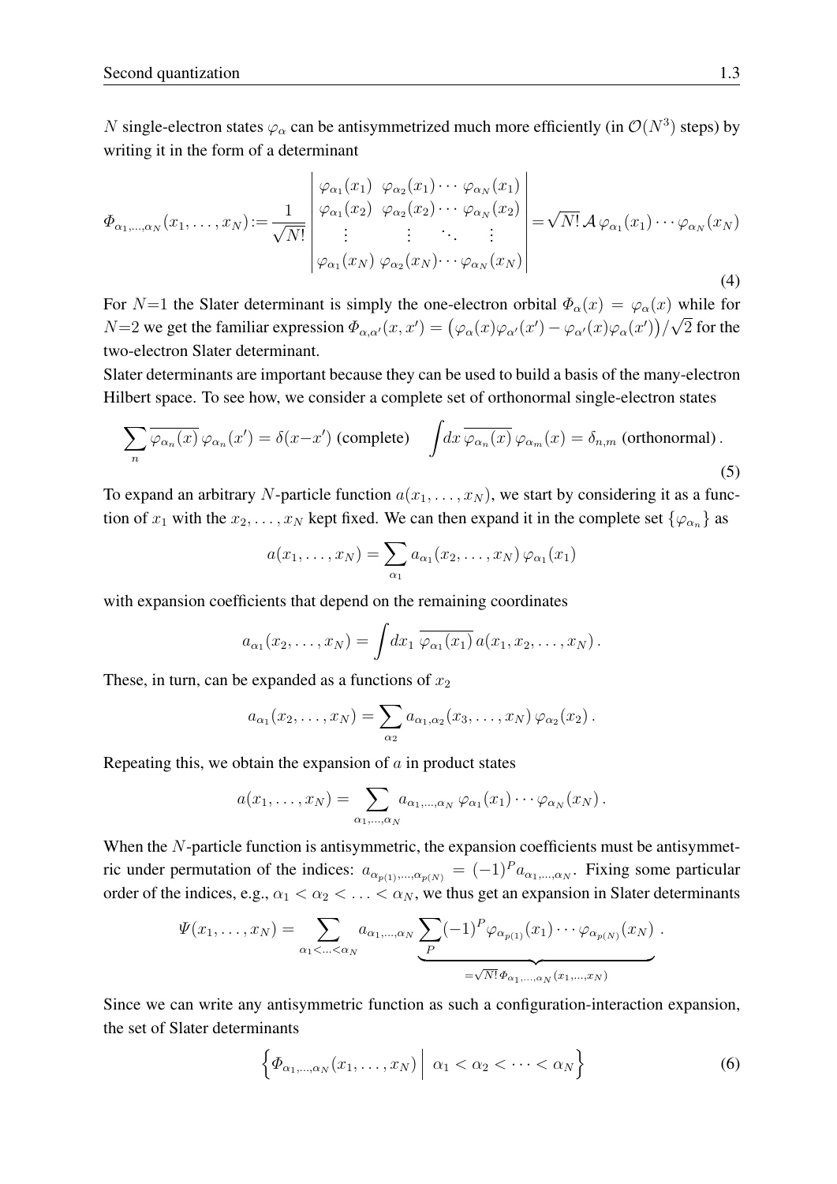$N$ single-electron states $\varphi_\alpha$ can be antisymmetrized much more efficiently (in $\mathcal{O}(N^3)$ steps) by writing it in the form of a determinant

$$\Phi_{\alpha_1,\dots,\alpha_N}(x_1,\dots,x_N) := \frac{1}{\sqrt{N!}} \begin{vmatrix} \varphi_{\alpha_1}(x_1) & \varphi_{\alpha_2}(x_1) \cdots & \varphi_{\alpha_N}(x_1) \\ \varphi_{\alpha_1}(x_2) & \varphi_{\alpha_2}(x_2) \cdots & \varphi_{\alpha_N}(x_2) \\ \vdots & \vdots \quad \ddots & \vdots \\ \varphi_{\alpha_1}(x_N) & \varphi_{\alpha_2}(x_N) \cdots & \varphi_{\alpha_N}(x_N) \end{vmatrix} = \sqrt{N!}\,\mathcal{A}\,\varphi_{\alpha_1}(x_1)\cdots\varphi_{\alpha_N}(x_N) \tag{4}$$

For $N{=}1$ the Slater determinant is simply the one-electron orbital $\Phi_\alpha(x) = \varphi_\alpha(x)$ while for $N{=}2$ we get the familiar expression $\Phi_{\alpha,\alpha'}(x,x') = \big(\varphi_\alpha(x)\varphi_{\alpha'}(x') - \varphi_{\alpha'}(x)\varphi_\alpha(x')\big)/\sqrt{2}$ for the two-electron Slater determinant.

Slater determinants are important because they can be used to build a basis of the many-electron Hilbert space. To see how, we consider a complete set of orthonormal single-electron states

$$\sum_n \overline{\varphi_{\alpha_n}(x)}\,\varphi_{\alpha_n}(x') = \delta(x{-}x') \text{ (complete)} \qquad \int\!dx\,\overline{\varphi_{\alpha_n}(x)}\,\varphi_{\alpha_m}(x) = \delta_{n,m} \text{ (orthonormal)}\,. \tag{5}$$

To expand an arbitrary $N$-particle function $a(x_1,\dots,x_N)$, we start by considering it as a function of $x_1$ with the $x_2,\dots,x_N$ kept fixed. We can then expand it in the complete set $\{\varphi_{\alpha_n}\}$ as

$$a(x_1,\dots,x_N) = \sum_{\alpha_1} a_{\alpha_1}(x_2,\dots,x_N)\,\varphi_{\alpha_1}(x_1)$$

with expansion coefficients that depend on the remaining coordinates

$$a_{\alpha_1}(x_2,\dots,x_N) = \int dx_1\,\overline{\varphi_{\alpha_1}(x_1)}\,a(x_1,x_2,\dots,x_N)\,.$$

These, in turn, can be expanded as a functions of $x_2$

$$a_{\alpha_1}(x_2,\dots,x_N) = \sum_{\alpha_2} a_{\alpha_1,\alpha_2}(x_3,\dots,x_N)\,\varphi_{\alpha_2}(x_2)\,.$$

Repeating this, we obtain the expansion of $a$ in product states

$$a(x_1,\dots,x_N) = \sum_{\alpha_1,\dots,\alpha_N} a_{\alpha_1,\dots,\alpha_N}\,\varphi_{\alpha_1}(x_1)\cdots\varphi_{\alpha_N}(x_N)\,.$$

When the $N$-particle function is antisymmetric, the expansion coefficients must be antisymmetric under permutation of the indices: $a_{\alpha_{p(1)},\dots,\alpha_{p(N)}} = (-1)^P a_{\alpha_1,\dots,\alpha_N}$. Fixing some particular order of the indices, e.g., $\alpha_1 < \alpha_2 < \ldots < \alpha_N$, we thus get an expansion in Slater determinants

$$\Psi(x_1,\dots,x_N) = \sum_{\alpha_1<\ldots<\alpha_N} a_{\alpha_1,\dots,\alpha_N} \underbrace{\sum_P (-1)^P \varphi_{\alpha_{p(1)}}(x_1)\cdots\varphi_{\alpha_{p(N)}}(x_N)}_{=\sqrt{N!}\,\Phi_{\alpha_1,\dots,\alpha_N}(x_1,\dots,x_N)}\,.$$

Since we can write any antisymmetric function as such a configuration-interaction expansion, the set of Slater determinants

$$\Big\{\Phi_{\alpha_1,\dots,\alpha_N}(x_1,\dots,x_N)\;\Big|\;\alpha_1<\alpha_2<\cdots<\alpha_N\Big\} \tag{6}$$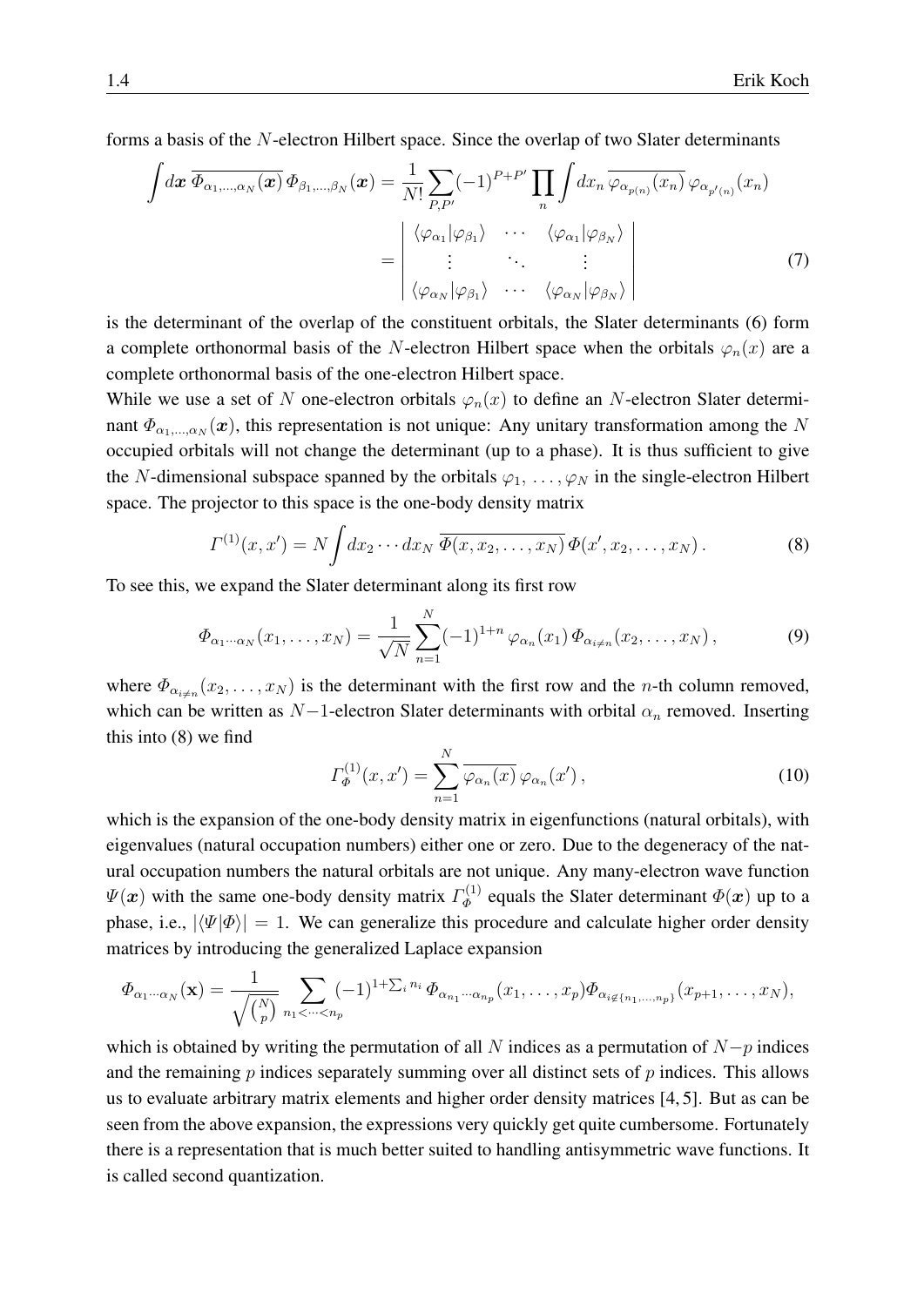forms a basis of the $N$-electron Hilbert space. Since the overlap of two Slater determinants

$$
\begin{aligned}
\int d\boldsymbol{x}\, \overline{\Phi_{\alpha_1,\ldots,\alpha_N}(\boldsymbol{x})}\, \Phi_{\beta_1,\ldots,\beta_N}(\boldsymbol{x}) &= \frac{1}{N!}\sum_{P,P'}(-1)^{P+P'}\prod_n \int dx_n\, \overline{\varphi_{\alpha_{p(n)}}(x_n)}\, \varphi_{\alpha_{p'(n)}}(x_n) \\
&= \begin{vmatrix} \langle\varphi_{\alpha_1}|\varphi_{\beta_1}\rangle & \cdots & \langle\varphi_{\alpha_1}|\varphi_{\beta_N}\rangle \\ \vdots & \ddots & \vdots \\ \langle\varphi_{\alpha_N}|\varphi_{\beta_1}\rangle & \cdots & \langle\varphi_{\alpha_N}|\varphi_{\beta_N}\rangle \end{vmatrix}
\end{aligned} \tag{7}
$$

is the determinant of the overlap of the constituent orbitals, the Slater determinants (6) form a complete orthonormal basis of the $N$-electron Hilbert space when the orbitals $\varphi_n(x)$ are a complete orthonormal basis of the one-electron Hilbert space.

While we use a set of $N$ one-electron orbitals $\varphi_n(x)$ to define an $N$-electron Slater determinant $\Phi_{\alpha_1,\ldots,\alpha_N}(\boldsymbol{x})$, this representation is not unique: Any unitary transformation among the $N$ occupied orbitals will not change the determinant (up to a phase). It is thus sufficient to give the $N$-dimensional subspace spanned by the orbitals $\varphi_1,\ \ldots, \varphi_N$ in the single-electron Hilbert space. The projector to this space is the one-body density matrix

$$
\Gamma^{(1)}(x,x') = N\int dx_2\cdots dx_N\, \overline{\Phi(x,x_2,\ldots,x_N)}\, \Phi(x',x_2,\ldots,x_N)\,. \tag{8}
$$

To see this, we expand the Slater determinant along its first row

$$
\Phi_{\alpha_1\cdots\alpha_N}(x_1,\ldots,x_N) = \frac{1}{\sqrt{N}}\sum_{n=1}^{N}(-1)^{1+n}\,\varphi_{\alpha_n}(x_1)\,\Phi_{\alpha_{i\neq n}}(x_2,\ldots,x_N)\,, \tag{9}
$$

where $\Phi_{\alpha_{i\neq n}}(x_2,\ldots,x_N)$ is the determinant with the first row and the $n$-th column removed, which can be written as $N{-}1$-electron Slater determinants with orbital $\alpha_n$ removed. Inserting this into (8) we find

$$
\Gamma^{(1)}_{\Phi}(x,x') = \sum_{n=1}^{N}\overline{\varphi_{\alpha_n}(x)}\,\varphi_{\alpha_n}(x')\,, \tag{10}
$$

which is the expansion of the one-body density matrix in eigenfunctions (natural orbitals), with eigenvalues (natural occupation numbers) either one or zero. Due to the degeneracy of the natural occupation numbers the natural orbitals are not unique. Any many-electron wave function $\Psi(\boldsymbol{x})$ with the same one-body density matrix $\Gamma^{(1)}_{\Phi}$ equals the Slater determinant $\Phi(\boldsymbol{x})$ up to a phase, i.e., $|\langle\Psi|\Phi\rangle| = 1$. We can generalize this procedure and calculate higher order density matrices by introducing the generalized Laplace expansion

$$
\Phi_{\alpha_1\cdots\alpha_N}(\mathbf{x}) = \frac{1}{\sqrt{\binom{N}{p}}}\sum_{n_1<\cdots<n_p}(-1)^{1+\sum_i n_i}\,\Phi_{\alpha_{n_1}\cdots\alpha_{n_p}}(x_1,\ldots,x_p)\Phi_{\alpha_{i\notin\{n_1,\ldots,n_p\}}}(x_{p+1},\ldots,x_N),
$$

which is obtained by writing the permutation of all $N$ indices as a permutation of $N{-}p$ indices and the remaining $p$ indices separately summing over all distinct sets of $p$ indices. This allows us to evaluate arbitrary matrix elements and higher order density matrices [4, 5]. But as can be seen from the above expansion, the expressions very quickly get quite cumbersome. Fortunately there is a representation that is much better suited to handling antisymmetric wave functions. It is called second quantization.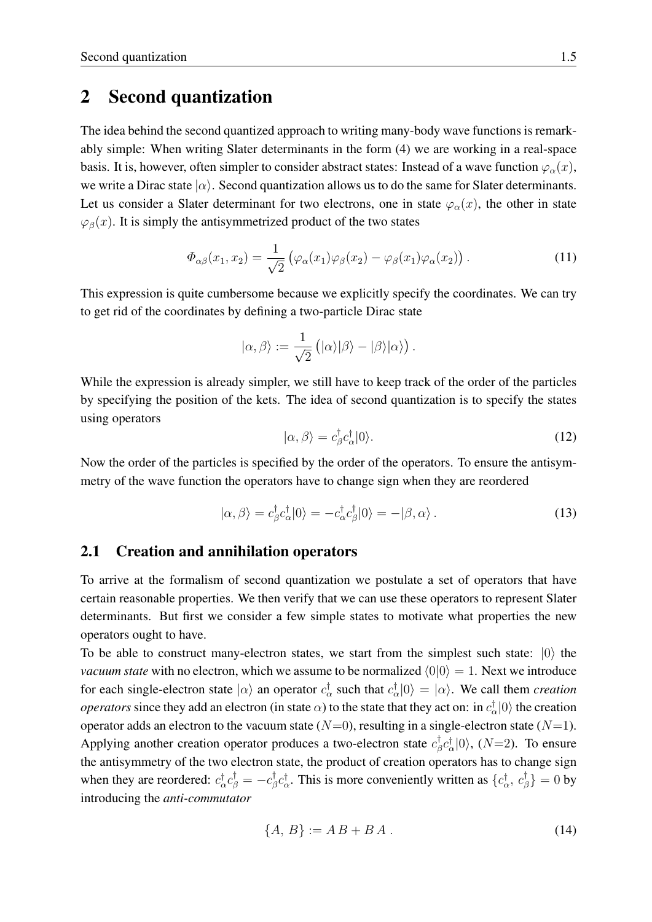# 2 Second quantization

The idea behind the second quantized approach to writing many-body wave functions is remarkably simple: When writing Slater determinants in the form (4) we are working in a real-space basis. It is, however, often simpler to consider abstract states: Instead of a wave function $\varphi_\alpha(x)$, we write a Dirac state $|\alpha\rangle$. Second quantization allows us to do the same for Slater determinants. Let us consider a Slater determinant for two electrons, one in state $\varphi_\alpha(x)$, the other in state $\varphi_\beta(x)$. It is simply the antisymmetrized product of the two states

$$\Phi_{\alpha\beta}(x_1, x_2) = \frac{1}{\sqrt{2}}\left(\varphi_\alpha(x_1)\varphi_\beta(x_2) - \varphi_\beta(x_1)\varphi_\alpha(x_2)\right). \tag{11}$$

This expression is quite cumbersome because we explicitly specify the coordinates. We can try to get rid of the coordinates by defining a two-particle Dirac state

$$|\alpha, \beta\rangle := \frac{1}{\sqrt{2}}\left(|\alpha\rangle|\beta\rangle - |\beta\rangle|\alpha\rangle\right).$$

While the expression is already simpler, we still have to keep track of the order of the particles by specifying the position of the kets. The idea of second quantization is to specify the states using operators

$$|\alpha, \beta\rangle = c^\dagger_\beta c^\dagger_\alpha |0\rangle. \tag{12}$$

Now the order of the particles is specified by the order of the operators. To ensure the antisymmetry of the wave function the operators have to change sign when they are reordered

$$|\alpha, \beta\rangle = c^\dagger_\beta c^\dagger_\alpha |0\rangle = -c^\dagger_\alpha c^\dagger_\beta |0\rangle = -|\beta, \alpha\rangle. \tag{13}$$

## 2.1 Creation and annihilation operators

To arrive at the formalism of second quantization we postulate a set of operators that have certain reasonable properties. We then verify that we can use these operators to represent Slater determinants. But first we consider a few simple states to motivate what properties the new operators ought to have.

To be able to construct many-electron states, we start from the simplest such state: $|0\rangle$ the *vacuum state* with no electron, which we assume to be normalized $\langle 0|0\rangle = 1$. Next we introduce for each single-electron state $|\alpha\rangle$ an operator $c^\dagger_\alpha$ such that $c^\dagger_\alpha|0\rangle = |\alpha\rangle$. We call them *creation operators* since they add an electron (in state $\alpha$) to the state that they act on: in $c^\dagger_\alpha|0\rangle$ the creation operator adds an electron to the vacuum state ($N$=0), resulting in a single-electron state ($N$=1). Applying another creation operator produces a two-electron state $c^\dagger_\beta c^\dagger_\alpha|0\rangle$, ($N$=2). To ensure the antisymmetry of the two electron state, the product of creation operators has to change sign when they are reordered: $c^\dagger_\alpha c^\dagger_\beta = -c^\dagger_\beta c^\dagger_\alpha$. This is more conveniently written as $\{c^\dagger_\alpha,\, c^\dagger_\beta\} = 0$ by introducing the *anti-commutator*

$$\{A,\, B\} := A\,B + B\,A\,. \tag{14}$$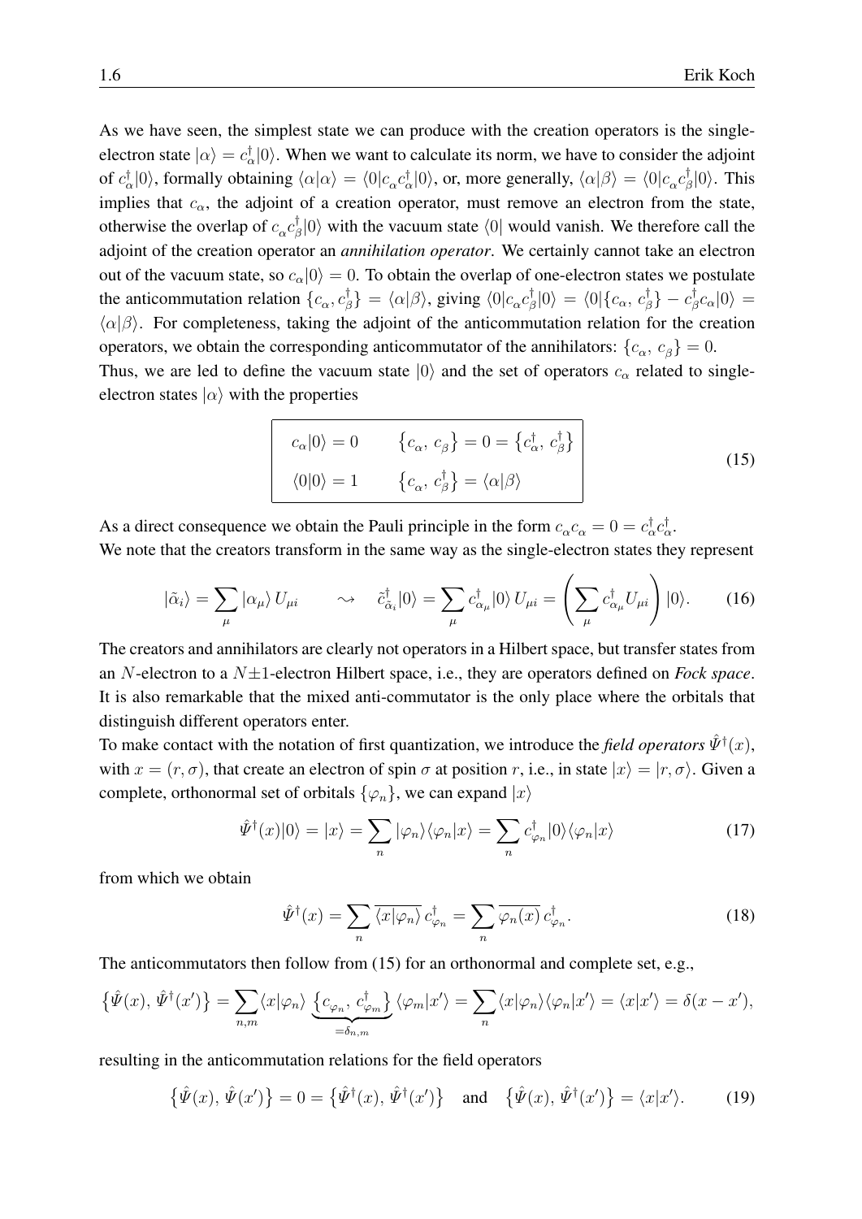As we have seen, the simplest state we can produce with the creation operators is the single-electron state $|\alpha\rangle = c^\dagger_\alpha|0\rangle$. When we want to calculate its norm, we have to consider the adjoint of $c^\dagger_\alpha|0\rangle$, formally obtaining $\langle\alpha|\alpha\rangle = \langle 0|c_\alpha c^\dagger_\alpha|0\rangle$, or, more generally, $\langle\alpha|\beta\rangle = \langle 0|c_\alpha c^\dagger_\beta|0\rangle$. This implies that $c_\alpha$, the adjoint of a creation operator, must remove an electron from the state, otherwise the overlap of $c_\alpha c^\dagger_\beta|0\rangle$ with the vacuum state $\langle 0|$ would vanish. We therefore call the adjoint of the creation operator an *annihilation operator*. We certainly cannot take an electron out of the vacuum state, so $c_\alpha|0\rangle = 0$. To obtain the overlap of one-electron states we postulate the anticommutation relation $\{c_\alpha, c^\dagger_\beta\} = \langle\alpha|\beta\rangle$, giving $\langle 0|c_\alpha c^\dagger_\beta|0\rangle = \langle 0|\{c_\alpha,\, c^\dagger_\beta\} - c^\dagger_\beta c_\alpha|0\rangle = \langle\alpha|\beta\rangle$. For completeness, taking the adjoint of the anticommutation relation for the creation operators, we obtain the corresponding anticommutator of the annihilators: $\{c_\alpha,\, c_\beta\} = 0$.

Thus, we are led to define the vacuum state $|0\rangle$ and the set of operators $c_\alpha$ related to single-electron states $|\alpha\rangle$ with the properties

$$
\boxed{
\begin{array}{ll}
c_\alpha|0\rangle = 0 \qquad & \left\{c_\alpha,\, c_\beta\right\} = 0 = \left\{c^\dagger_\alpha,\, c^\dagger_\beta\right\} \\[1ex]
\langle 0|0\rangle = 1 \qquad & \left\{c_\alpha,\, c^\dagger_\beta\right\} = \langle\alpha|\beta\rangle
\end{array}
}
\tag{15}
$$

As a direct consequence we obtain the Pauli principle in the form $c_\alpha c_\alpha = 0 = c^\dagger_\alpha c^\dagger_\alpha$.

We note that the creators transform in the same way as the single-electron states they represent

$$
|\tilde{\alpha}_i\rangle = \sum_\mu |\alpha_\mu\rangle\, U_{\mu i} \qquad \rightsquigarrow \quad \tilde{c}^\dagger_{\tilde{\alpha}_i}|0\rangle = \sum_\mu c^\dagger_{\alpha_\mu}|0\rangle\, U_{\mu i} = \left(\sum_\mu c^\dagger_{\alpha_\mu} U_{\mu i}\right)|0\rangle. \tag{16}
$$

The creators and annihilators are clearly not operators in a Hilbert space, but transfer states from an $N$-electron to a $N\pm1$-electron Hilbert space, i.e., they are operators defined on *Fock space*. It is also remarkable that the mixed anti-commutator is the only place where the orbitals that distinguish different operators enter.

To make contact with the notation of first quantization, we introduce the *field operators* $\hat{\Psi}^\dagger(x)$, with $x = (r, \sigma)$, that create an electron of spin $\sigma$ at position $r$, i.e., in state $|x\rangle = |r, \sigma\rangle$. Given a complete, orthonormal set of orbitals $\{\varphi_n\}$, we can expand $|x\rangle$

$$
\hat{\Psi}^\dagger(x)|0\rangle = |x\rangle = \sum_n |\varphi_n\rangle\langle\varphi_n|x\rangle = \sum_n c^\dagger_{\varphi_n}|0\rangle\langle\varphi_n|x\rangle \tag{17}
$$

from which we obtain

$$
\hat{\Psi}^\dagger(x) = \sum_n \overline{\langle x|\varphi_n\rangle}\, c^\dagger_{\varphi_n} = \sum_n \overline{\varphi_n(x)}\, c^\dagger_{\varphi_n}. \tag{18}
$$

The anticommutators then follow from (15) for an orthonormal and complete set, e.g.,

$$
\left\{\hat{\Psi}(x),\, \hat{\Psi}^\dagger(x')\right\} = \sum_{n,m} \langle x|\varphi_n\rangle \underbrace{\left\{c_{\varphi_n},\, c^\dagger_{\varphi_m}\right\}}_{=\delta_{n,m}} \langle\varphi_m|x'\rangle = \sum_n \langle x|\varphi_n\rangle\langle\varphi_n|x'\rangle = \langle x|x'\rangle = \delta(x - x'),
$$

resulting in the anticommutation relations for the field operators

$$
\left\{\hat{\Psi}(x),\, \hat{\Psi}(x')\right\} = 0 = \left\{\hat{\Psi}^\dagger(x),\, \hat{\Psi}^\dagger(x')\right\} \quad \text{and} \quad \left\{\hat{\Psi}(x),\, \hat{\Psi}^\dagger(x')\right\} = \langle x|x'\rangle. \tag{19}
$$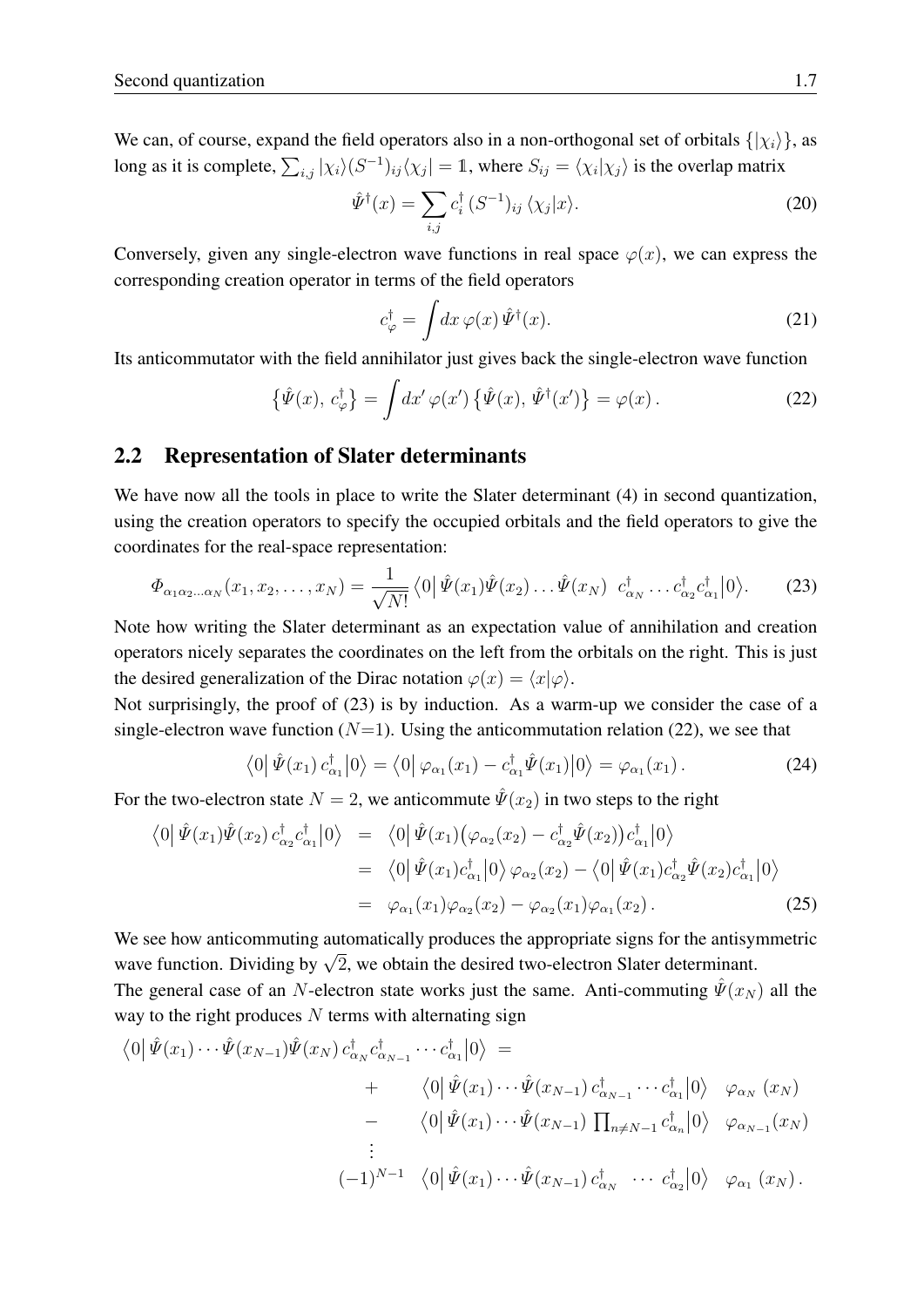We can, of course, expand the field operators also in a non-orthogonal set of orbitals $\{|\chi_i\rangle\}$, as long as it is complete, $\sum_{i,j} |\chi_i\rangle (S^{-1})_{ij} \langle \chi_j| = \mathbb{1}$, where $S_{ij} = \langle \chi_i|\chi_j\rangle$ is the overlap matrix

$$\hat{\Psi}^\dagger(x) = \sum_{i,j} c_i^\dagger \, (S^{-1})_{ij} \, \langle \chi_j|x\rangle. \tag{20}$$

Conversely, given any single-electron wave functions in real space $\varphi(x)$, we can express the corresponding creation operator in terms of the field operators

$$c_\varphi^\dagger = \int dx \, \varphi(x) \, \hat{\Psi}^\dagger(x). \tag{21}$$

Its anticommutator with the field annihilator just gives back the single-electron wave function

$$\left\{\hat{\Psi}(x), \, c_\varphi^\dagger\right\} = \int dx' \, \varphi(x') \left\{\hat{\Psi}(x), \, \hat{\Psi}^\dagger(x')\right\} = \varphi(x) \,. \tag{22}$$

## 2.2 Representation of Slater determinants

We have now all the tools in place to write the Slater determinant (4) in second quantization, using the creation operators to specify the occupied orbitals and the field operators to give the coordinates for the real-space representation:

$$\Phi_{\alpha_1\alpha_2\ldots\alpha_N}(x_1, x_2, \ldots, x_N) = \frac{1}{\sqrt{N!}} \left\langle 0 \right| \hat{\Psi}(x_1)\hat{\Psi}(x_2) \ldots \hat{\Psi}(x_N) \;\; c_{\alpha_N}^\dagger \ldots c_{\alpha_2}^\dagger c_{\alpha_1}^\dagger \left| 0 \right\rangle. \tag{23}$$

Note how writing the Slater determinant as an expectation value of annihilation and creation operators nicely separates the coordinates on the left from the orbitals on the right. This is just the desired generalization of the Dirac notation $\varphi(x) = \langle x|\varphi\rangle$.
Not surprisingly, the proof of (23) is by induction. As a warm-up we consider the case of a single-electron wave function ($N$=1). Using the anticommutation relation (22), we see that

$$\left\langle 0 \right| \hat{\Psi}(x_1) \, c_{\alpha_1}^\dagger \left| 0 \right\rangle = \left\langle 0 \right| \varphi_{\alpha_1}(x_1) - c_{\alpha_1}^\dagger \hat{\Psi}(x_1) \left| 0 \right\rangle = \varphi_{\alpha_1}(x_1) \,. \tag{24}$$

For the two-electron state $N = 2$, we anticommute $\hat{\Psi}(x_2)$ in two steps to the right

$$\begin{aligned}
\left\langle 0 \right| \hat{\Psi}(x_1)\hat{\Psi}(x_2) \, c_{\alpha_2}^\dagger c_{\alpha_1}^\dagger \left| 0 \right\rangle &= \left\langle 0 \right| \hat{\Psi}(x_1) \big(\varphi_{\alpha_2}(x_2) - c_{\alpha_2}^\dagger \hat{\Psi}(x_2)\big) c_{\alpha_1}^\dagger \left| 0 \right\rangle \\
&= \left\langle 0 \right| \hat{\Psi}(x_1) c_{\alpha_1}^\dagger \left| 0 \right\rangle \varphi_{\alpha_2}(x_2) - \left\langle 0 \right| \hat{\Psi}(x_1) c_{\alpha_2}^\dagger \hat{\Psi}(x_2) c_{\alpha_1}^\dagger \left| 0 \right\rangle \\
&= \varphi_{\alpha_1}(x_1)\varphi_{\alpha_2}(x_2) - \varphi_{\alpha_2}(x_1)\varphi_{\alpha_1}(x_2) \,.
\end{aligned} \tag{25}$$

We see how anticommuting automatically produces the appropriate signs for the antisymmetric wave function. Dividing by $\sqrt{2}$, we obtain the desired two-electron Slater determinant.
The general case of an $N$-electron state works just the same. Anti-commuting $\hat{\Psi}(x_N)$ all the way to the right produces $N$ terms with alternating sign

$$\begin{aligned}
\left\langle 0 \right| \hat{\Psi}(x_1) \cdots \hat{\Psi}(x_{N-1}) \hat{\Psi}(x_N) \, c_{\alpha_N}^\dagger c_{\alpha_{N-1}}^\dagger \cdots c_{\alpha_1}^\dagger \left| 0 \right\rangle \; = & \\
+ \quad & \left\langle 0 \right| \hat{\Psi}(x_1) \cdots \hat{\Psi}(x_{N-1}) \, c_{\alpha_{N-1}}^\dagger \cdots c_{\alpha_1}^\dagger \left| 0 \right\rangle \quad \varphi_{\alpha_N}(x_N) \\
- \quad & \left\langle 0 \right| \hat{\Psi}(x_1) \cdots \hat{\Psi}(x_{N-1}) \, \textstyle\prod_{n \neq N-1} c_{\alpha_n}^\dagger \left| 0 \right\rangle \quad \varphi_{\alpha_{N-1}}(x_N) \\
\vdots \quad & \\
(-1)^{N-1} \quad & \left\langle 0 \right| \hat{\Psi}(x_1) \cdots \hat{\Psi}(x_{N-1}) \, c_{\alpha_N}^\dagger \;\; \cdots \;\; c_{\alpha_2}^\dagger \left| 0 \right\rangle \quad \varphi_{\alpha_1}(x_N) \,.
\end{aligned}$$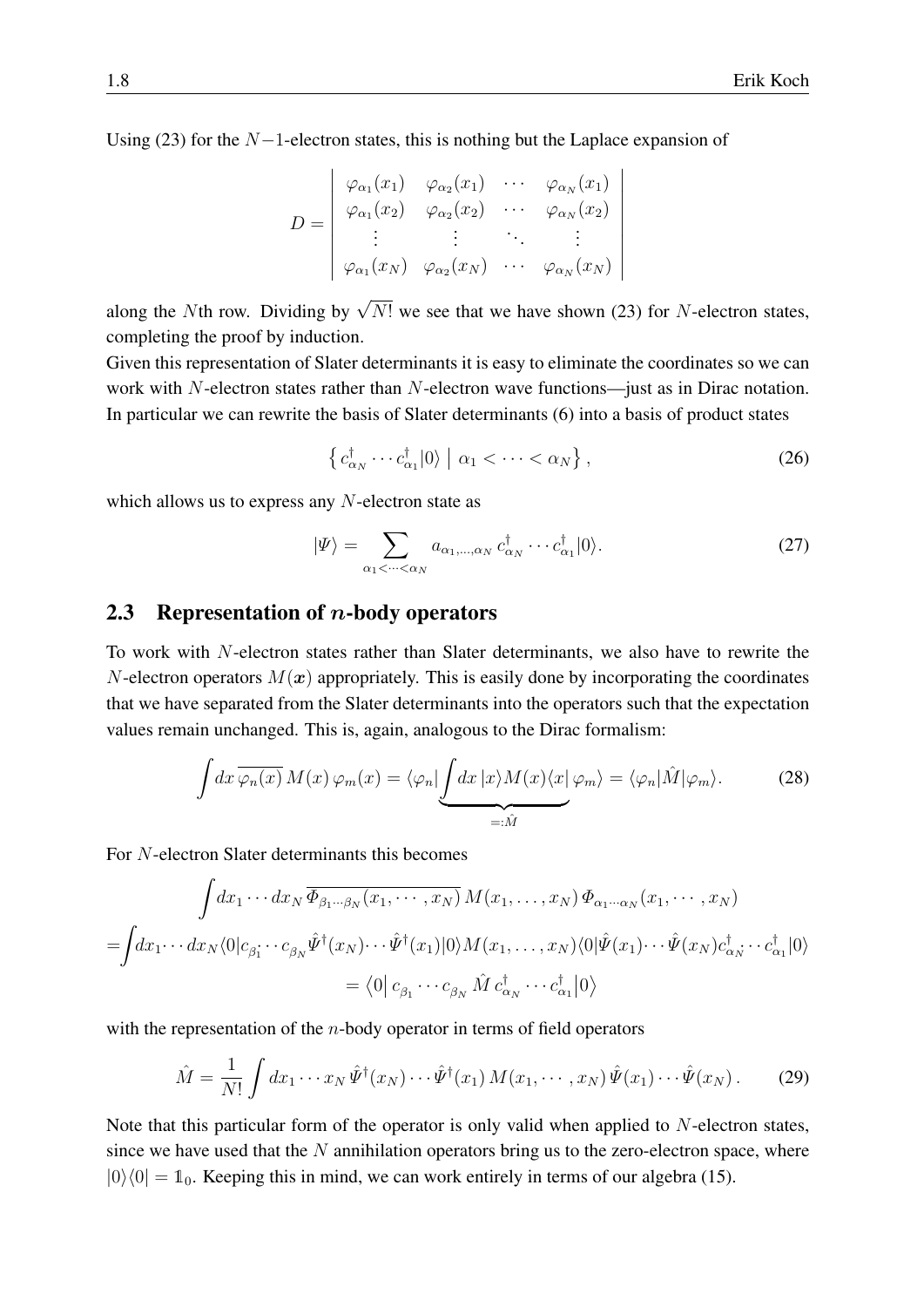Using (23) for the $N-1$-electron states, this is nothing but the Laplace expansion of

$$D = \begin{vmatrix} \varphi_{\alpha_1}(x_1) & \varphi_{\alpha_2}(x_1) & \cdots & \varphi_{\alpha_N}(x_1) \\ \varphi_{\alpha_1}(x_2) & \varphi_{\alpha_2}(x_2) & \cdots & \varphi_{\alpha_N}(x_2) \\ \vdots & \vdots & \ddots & \vdots \\ \varphi_{\alpha_1}(x_N) & \varphi_{\alpha_2}(x_N) & \cdots & \varphi_{\alpha_N}(x_N) \end{vmatrix}$$

along the $N$th row. Dividing by $\sqrt{N!}$ we see that we have shown (23) for $N$-electron states, completing the proof by induction.

Given this representation of Slater determinants it is easy to eliminate the coordinates so we can work with $N$-electron states rather than $N$-electron wave functions—just as in Dirac notation. In particular we can rewrite the basis of Slater determinants (6) into a basis of product states

$$\left\{ c^\dagger_{\alpha_N} \cdots c^\dagger_{\alpha_1}|0\rangle \;\middle|\; \alpha_1 < \cdots < \alpha_N \right\}, \tag{26}$$

which allows us to express any $N$-electron state as

$$|\Psi\rangle = \sum_{\alpha_1<\cdots<\alpha_N} a_{\alpha_1,\ldots,\alpha_N}\, c^\dagger_{\alpha_N} \cdots c^\dagger_{\alpha_1}|0\rangle. \tag{27}$$

## 2.3 Representation of $n$-body operators

To work with $N$-electron states rather than Slater determinants, we also have to rewrite the $N$-electron operators $M(\boldsymbol{x})$ appropriately. This is easily done by incorporating the coordinates that we have separated from the Slater determinants into the operators such that the expectation values remain unchanged. This is, again, analogous to the Dirac formalism:

$$\int dx\, \overline{\varphi_n(x)}\, M(x)\, \varphi_m(x) = \langle\varphi_n| \underbrace{\int dx\, |x\rangle M(x) \langle x|}_{=:\hat{M}} \varphi_m\rangle = \langle\varphi_n|\hat{M}|\varphi_m\rangle. \tag{28}$$

For $N$-electron Slater determinants this becomes

$$\begin{aligned}
&\int dx_1 \cdots dx_N\, \overline{\Phi_{\beta_1\cdots\beta_N}(x_1,\cdots,x_N)}\, M(x_1,\ldots,x_N)\, \Phi_{\alpha_1\cdots\alpha_N}(x_1,\cdots,x_N) \\
=&\int dx_1 \cdots dx_N \langle 0|c_{\beta_1}\cdots c_{\beta_N} \hat{\Psi}^\dagger(x_N)\cdots\hat{\Psi}^\dagger(x_1)|0\rangle M(x_1,\ldots,x_N) \langle 0|\hat{\Psi}(x_1)\cdots\hat{\Psi}(x_N) c^\dagger_{\alpha_N}\cdots c^\dagger_{\alpha_1}|0\rangle \\
&= \big\langle 0\big|\, c_{\beta_1}\cdots c_{\beta_N}\, \hat{M}\, c^\dagger_{\alpha_N}\cdots c^\dagger_{\alpha_1}\big|0\big\rangle
\end{aligned}$$

with the representation of the $n$-body operator in terms of field operators

$$\hat{M} = \frac{1}{N!}\int dx_1 \cdots x_N\, \hat{\Psi}^\dagger(x_N)\cdots\hat{\Psi}^\dagger(x_1)\, M(x_1,\cdots,x_N)\, \hat{\Psi}(x_1)\cdots\hat{\Psi}(x_N)\,. \tag{29}$$

Note that this particular form of the operator is only valid when applied to $N$-electron states, since we have used that the $N$ annihilation operators bring us to the zero-electron space, where $|0\rangle\langle 0| = \mathbb{1}_0$. Keeping this in mind, we can work entirely in terms of our algebra (15).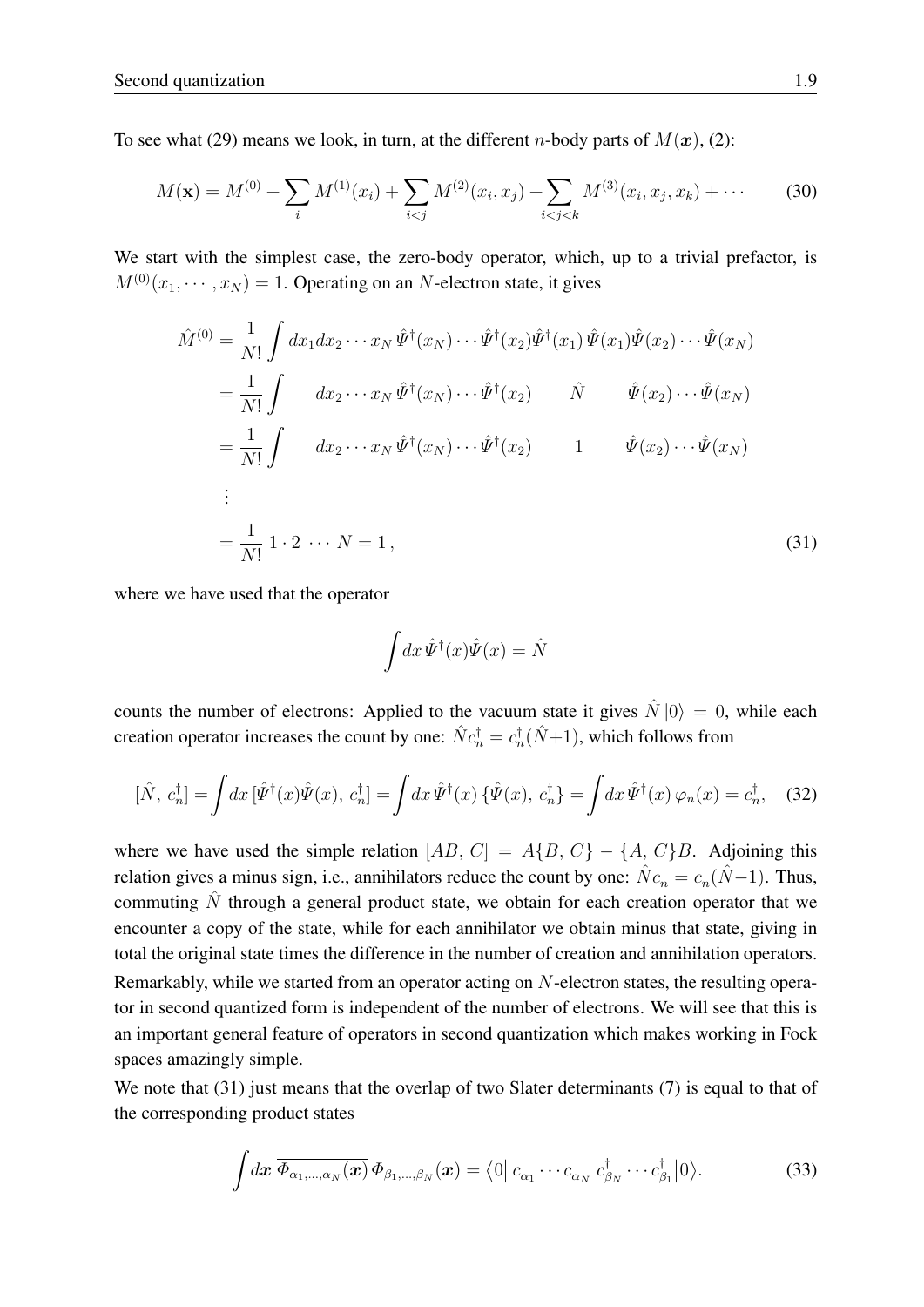To see what (29) means we look, in turn, at the different $n$-body parts of $M(\boldsymbol{x})$, (2):

$$M(\mathbf{x}) = M^{(0)} + \sum_i M^{(1)}(x_i) + \sum_{i<j} M^{(2)}(x_i, x_j) + \sum_{i<j<k} M^{(3)}(x_i, x_j, x_k) + \cdots \tag{30}$$

We start with the simplest case, the zero-body operator, which, up to a trivial prefactor, is $M^{(0)}(x_1, \cdots, x_N) = 1$. Operating on an $N$-electron state, it gives

$$\begin{aligned}
\hat{M}^{(0)} &= \frac{1}{N!} \int dx_1 dx_2 \cdots x_N \, \hat{\Psi}^\dagger(x_N) \cdots \hat{\Psi}^\dagger(x_2) \hat{\Psi}^\dagger(x_1) \, \hat{\Psi}(x_1) \hat{\Psi}(x_2) \cdots \hat{\Psi}(x_N) \\
&= \frac{1}{N!} \int \qquad dx_2 \cdots x_N \, \hat{\Psi}^\dagger(x_N) \cdots \hat{\Psi}^\dagger(x_2) \qquad \hat{N} \qquad \hat{\Psi}(x_2) \cdots \hat{\Psi}(x_N) \\
&= \frac{1}{N!} \int \qquad dx_2 \cdots x_N \, \hat{\Psi}^\dagger(x_N) \cdots \hat{\Psi}^\dagger(x_2) \qquad 1 \qquad \hat{\Psi}(x_2) \cdots \hat{\Psi}(x_N) \\
&\;\vdots \\
&= \frac{1}{N!} \, 1 \cdot 2 \, \cdots \, N = 1 \,,
\end{aligned} \tag{31}$$

where we have used that the operator

$$\int dx \, \hat{\Psi}^\dagger(x) \hat{\Psi}(x) = \hat{N}$$

counts the number of electrons: Applied to the vacuum state it gives $\hat{N}\,|0\rangle = 0$, while each creation operator increases the count by one: $\hat{N} c_n^\dagger = c_n^\dagger (\hat{N}{+}1)$, which follows from

$$[\hat{N}, \, c_n^\dagger] = \int dx \, [\hat{\Psi}^\dagger(x) \hat{\Psi}(x), \, c_n^\dagger] = \int dx \, \hat{\Psi}^\dagger(x) \, \{\hat{\Psi}(x), \, c_n^\dagger\} = \int dx \, \hat{\Psi}^\dagger(x) \, \varphi_n(x) = c_n^\dagger, \tag{32}$$

where we have used the simple relation $[AB, C] = A\{B, C\} - \{A, C\}B$. Adjoining this relation gives a minus sign, i.e., annihilators reduce the count by one: $\hat{N} c_n = c_n (\hat{N}{-}1)$. Thus, commuting $\hat{N}$ through a general product state, we obtain for each creation operator that we encounter a copy of the state, while for each annihilator we obtain minus that state, giving in total the original state times the difference in the number of creation and annihilation operators.

Remarkably, while we started from an operator acting on $N$-electron states, the resulting operator in second quantized form is independent of the number of electrons. We will see that this is an important general feature of operators in second quantization which makes working in Fock spaces amazingly simple.

We note that (31) just means that the overlap of two Slater determinants (7) is equal to that of the corresponding product states

$$\int d\boldsymbol{x} \, \overline{\Phi_{\alpha_1, \ldots, \alpha_N}(\boldsymbol{x})} \, \Phi_{\beta_1, \ldots, \beta_N}(\boldsymbol{x}) = \big\langle 0 \big| \, c_{\alpha_1} \cdots c_{\alpha_N} \; c_{\beta_N}^\dagger \cdots c_{\beta_1}^\dagger \big| 0 \big\rangle. \tag{33}$$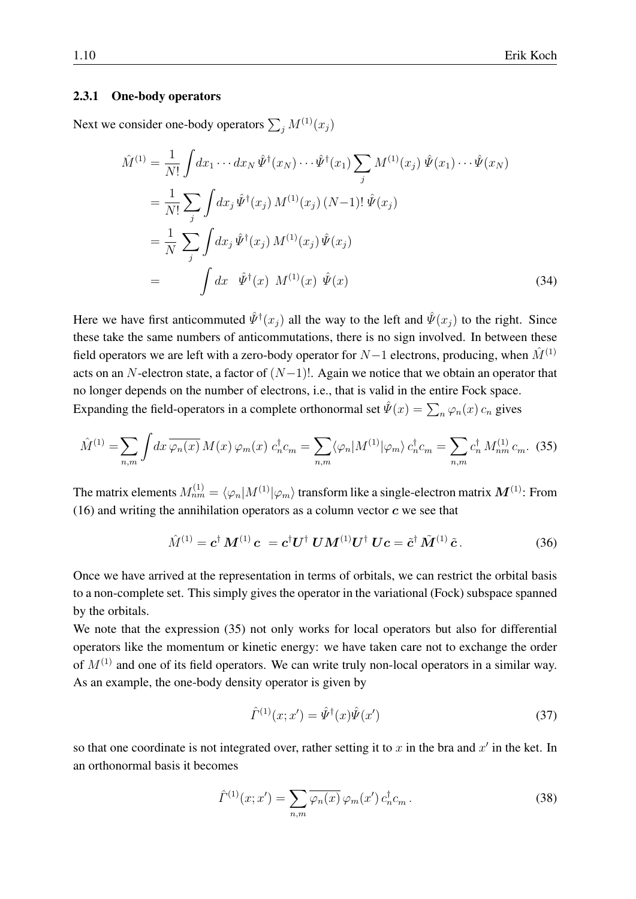#### 2.3.1 One-body operators

Next we consider one-body operators $\sum_j M^{(1)}(x_j)$

$$
\begin{aligned}
\hat{M}^{(1)} &= \frac{1}{N!}\int dx_1 \cdots dx_N\, \hat{\Psi}^\dagger(x_N)\cdots\hat{\Psi}^\dagger(x_1)\sum_j M^{(1)}(x_j)\,\hat{\Psi}(x_1)\cdots\hat{\Psi}(x_N)\\
&= \frac{1}{N!}\sum_j \int dx_j\, \hat{\Psi}^\dagger(x_j)\, M^{(1)}(x_j)\,(N-1)!\,\hat{\Psi}(x_j)\\
&= \frac{1}{N}\,\sum_j \int dx_j\, \hat{\Psi}^\dagger(x_j)\, M^{(1)}(x_j)\,\hat{\Psi}(x_j)\\
&= \int dx\;\;\hat{\Psi}^\dagger(x)\;\,M^{(1)}(x)\;\,\hat{\Psi}(x)
\end{aligned}
\tag{34}
$$

Here we have first anticommuted $\hat{\Psi}^\dagger(x_j)$ all the way to the left and $\hat{\Psi}(x_j)$ to the right. Since these take the same numbers of anticommutations, there is no sign involved. In between these field operators we are left with a zero-body operator for $N{-}1$ electrons, producing, when $\hat{M}^{(1)}$ acts on an $N$-electron state, a factor of $(N{-}1)!$. Again we notice that we obtain an operator that no longer depends on the number of electrons, i.e., that is valid in the entire Fock space. Expanding the field-operators in a complete orthonormal set $\hat{\Psi}(x) = \sum_n \varphi_n(x)\, c_n$ gives

$$
\hat{M}^{(1)} = \sum_{n,m}\int dx\,\overline{\varphi_n(x)}\,M(x)\,\varphi_m(x)\;c^\dagger_n c_m = \sum_{n,m}\langle\varphi_n|M^{(1)}|\varphi_m\rangle\,c^\dagger_n c_m = \sum_{n,m} c^\dagger_n\,M^{(1)}_{nm}\,c_m. \tag{35}
$$

The matrix elements $M^{(1)}_{nm} = \langle\varphi_n|M^{(1)}|\varphi_m\rangle$ transform like a single-electron matrix $\boldsymbol{M}^{(1)}$: From (16) and writing the annihilation operators as a column vector $\boldsymbol{c}$ we see that

$$
\hat{M}^{(1)} = \boldsymbol{c}^\dagger\,\boldsymbol{M}^{(1)}\,\boldsymbol{c}\;\; = \boldsymbol{c}^\dagger\boldsymbol{U}^\dagger\,\boldsymbol{U}\boldsymbol{M}^{(1)}\boldsymbol{U}^\dagger\,\boldsymbol{U}\boldsymbol{c} = \tilde{\boldsymbol{c}}^\dagger\,\tilde{\boldsymbol{M}}^{(1)}\,\tilde{\boldsymbol{c}}\,. \tag{36}
$$

Once we have arrived at the representation in terms of orbitals, we can restrict the orbital basis to a non-complete set. This simply gives the operator in the variational (Fock) subspace spanned by the orbitals.

We note that the expression (35) not only works for local operators but also for differential operators like the momentum or kinetic energy: we have taken care not to exchange the order of $M^{(1)}$ and one of its field operators. We can write truly non-local operators in a similar way. As an example, the one-body density operator is given by

$$
\hat{\Gamma}^{(1)}(x;x') = \hat{\Psi}^\dagger(x)\hat{\Psi}(x') \tag{37}
$$

so that one coordinate is not integrated over, rather setting it to $x$ in the bra and $x'$ in the ket. In an orthonormal basis it becomes

$$
\hat{\Gamma}^{(1)}(x;x') = \sum_{n,m}\overline{\varphi_n(x)}\,\varphi_m(x')\,c^\dagger_n c_m\,. \tag{38}
$$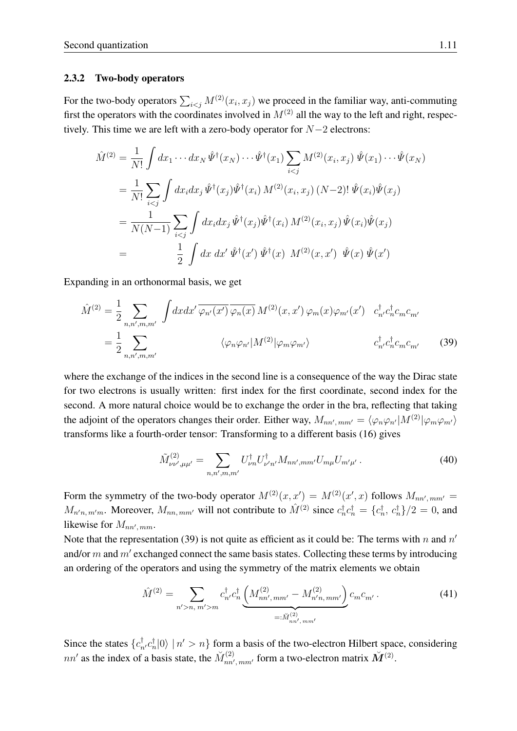### 2.3.2 Two-body operators

For the two-body operators $\sum_{i<j} M^{(2)}(x_i, x_j)$ we proceed in the familiar way, anti-commuting first the operators with the coordinates involved in $M^{(2)}$ all the way to the left and right, respectively. This time we are left with a zero-body operator for $N-2$ electrons:

$$
\begin{aligned}
\hat{M}^{(2)} &= \frac{1}{N!} \int dx_1 \cdots dx_N \, \hat{\Psi}^\dagger(x_N) \cdots \hat{\Psi}^\dagger(x_1) \sum_{i<j} M^{(2)}(x_i, x_j) \, \hat{\Psi}(x_1) \cdots \hat{\Psi}(x_N) \\
&= \frac{1}{N!} \sum_{i<j} \int dx_i dx_j \, \hat{\Psi}^\dagger(x_j) \hat{\Psi}^\dagger(x_i) \, M^{(2)}(x_i, x_j) \, (N-2)! \, \hat{\Psi}(x_i) \hat{\Psi}(x_j) \\
&= \frac{1}{N(N-1)} \sum_{i<j} \int dx_i dx_j \, \hat{\Psi}^\dagger(x_j) \hat{\Psi}^\dagger(x_i) \, M^{(2)}(x_i, x_j) \, \hat{\Psi}(x_i) \hat{\Psi}(x_j) \\
&= \frac{1}{2} \int dx \; dx' \; \hat{\Psi}^\dagger(x') \, \hat{\Psi}^\dagger(x) \;\; M^{(2)}(x, x') \;\; \hat{\Psi}(x) \, \hat{\Psi}(x')
\end{aligned}
$$

Expanding in an orthonormal basis, we get

$$
\begin{aligned}
\hat{M}^{(2)} &= \frac{1}{2} \sum_{n,n',m,m'} \int dx dx' \, \overline{\varphi_{n'}(x')} \, \overline{\varphi_n(x)} \, M^{(2)}(x, x') \, \varphi_m(x) \varphi_{m'}(x') \quad c^\dagger_{n'} c^\dagger_n c_m c_{m'} \\
&= \frac{1}{2} \sum_{n,n',m,m'} \langle \varphi_n \varphi_{n'} | M^{(2)} | \varphi_m \varphi_{m'} \rangle \quad c^\dagger_{n'} c^\dagger_n c_m c_{m'}
\end{aligned}
\tag{39}
$$

where the exchange of the indices in the second line is a consequence of the way the Dirac state for two electrons is usually written: first index for the first coordinate, second index for the second. A more natural choice would be to exchange the order in the bra, reflecting that taking the adjoint of the operators changes their order. Either way, $M_{nn',\,mm'} = \langle \varphi_n \varphi_{n'} | M^{(2)} | \varphi_m \varphi_{m'} \rangle$ transforms like a fourth-order tensor: Transforming to a different basis (16) gives

$$
\tilde{M}^{(2)}_{\nu\nu',\mu\mu'} = \sum_{n,n',m,m'} U^\dagger_{\nu n} U^\dagger_{\nu' n'} M_{nn',mm'} U_{m\mu} U_{m'\mu'} \,. \tag{40}
$$

Form the symmetry of the two-body operator $M^{(2)}(x, x') = M^{(2)}(x', x)$ follows $M_{nn',\,mm'} = M_{n'n,\,m'm}$. Moreover, $M_{nn,\,mm'}$ will not contribute to $\hat{M}^{(2)}$ since $c^\dagger_n c^\dagger_n = \{c^\dagger_n, \, c^\dagger_n\}/2 = 0$, and likewise for $M_{nn',\,mm}$.

Note that the representation (39) is not quite as efficient as it could be: The terms with $n$ and $n'$ and/or $m$ and $m'$ exchanged connect the same basis states. Collecting these terms by introducing an ordering of the operators and using the symmetry of the matrix elements we obtain

$$
\hat{M}^{(2)} = \sum_{n'>n,\; m'>m} c^\dagger_{n'} c^\dagger_n \underbrace{\left( M^{(2)}_{nn',\,mm'} - M^{(2)}_{n'n,\,mm'} \right)}_{=:\breve{M}^{(2)}_{nn',\,mm'}} c_m c_{m'} \,. \tag{41}
$$

Since the states $\{c^\dagger_{n'} c^\dagger_n |0\rangle \mid n' > n\}$ form a basis of the two-electron Hilbert space, considering $nn'$ as the index of a basis state, the $\breve{M}^{(2)}_{nn',\,mm'}$ form a two-electron matrix $\breve{\boldsymbol{M}}^{(2)}$.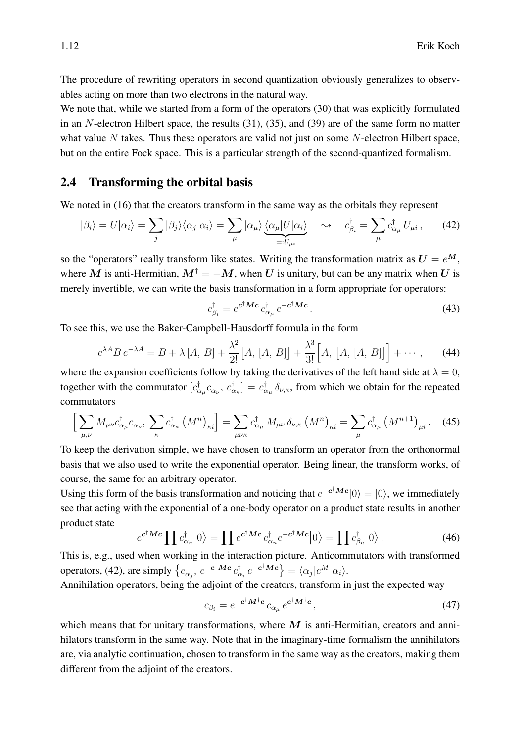The procedure of rewriting operators in second quantization obviously generalizes to observables acting on more than two electrons in the natural way.

We note that, while we started from a form of the operators (30) that was explicitly formulated in an $N$-electron Hilbert space, the results (31), (35), and (39) are of the same form no matter what value $N$ takes. Thus these operators are valid not just on some $N$-electron Hilbert space, but on the entire Fock space. This is a particular strength of the second-quantized formalism.

## 2.4 Transforming the orbital basis

We noted in (16) that the creators transform in the same way as the orbitals they represent

$$|\beta_i\rangle = U|\alpha_i\rangle = \sum_j |\beta_j\rangle\langle\alpha_j|\alpha_i\rangle = \sum_\mu |\alpha_\mu\rangle \underbrace{\langle\alpha_\mu|U|\alpha_i\rangle}_{=:U_{\mu i}} \quad \rightsquigarrow \quad c^\dagger_{\beta_i} = \sum_\mu c^\dagger_{\alpha_\mu} U_{\mu i}\,, \tag{42}$$

so the "operators" really transform like states. Writing the transformation matrix as $\boldsymbol{U} = e^{\boldsymbol{M}}$, where $\boldsymbol{M}$ is anti-Hermitian, $\boldsymbol{M}^\dagger = -\boldsymbol{M}$, when $\boldsymbol{U}$ is unitary, but can be any matrix when $\boldsymbol{U}$ is merely invertible, we can write the basis transformation in a form appropriate for operators:

$$c^\dagger_{\beta_i} = e^{\boldsymbol{c}^\dagger \boldsymbol{M} \boldsymbol{c}}\, c^\dagger_{\alpha_\mu}\, e^{-\boldsymbol{c}^\dagger \boldsymbol{M} \boldsymbol{c}}\,. \tag{43}$$

To see this, we use the Baker-Campbell-Hausdorff formula in the form

$$e^{\lambda A} B\, e^{-\lambda A} = B + \lambda\,[A,\, B] + \frac{\lambda^2}{2!}\big[A,\, [A,\, B]\big] + \frac{\lambda^3}{3!}\Big[A,\, \big[A,\, [A,\, B]\big]\Big] + \cdots\,, \tag{44}$$

where the expansion coefficients follow by taking the derivatives of the left hand side at $\lambda = 0$, together with the commutator $[c^\dagger_{\alpha_\mu} c_{\alpha_\nu},\, c^\dagger_{\alpha_\kappa}] = c^\dagger_{\alpha_\mu}\, \delta_{\nu,\kappa}$, from which we obtain for the repeated commutators

$$\Big[\sum_{\mu,\nu} M_{\mu\nu} c^\dagger_{\alpha_\mu} c_{\alpha_\nu},\, \sum_\kappa c^\dagger_{\alpha_\kappa} \big(M^n\big)_{\kappa i}\Big] = \sum_{\mu\nu\kappa} c^\dagger_{\alpha_\mu}\, M_{\mu\nu}\, \delta_{\nu,\kappa} \big(M^n\big)_{\kappa i} = \sum_\mu c^\dagger_{\alpha_\mu} \big(M^{n+1}\big)_{\mu i}\,. \tag{45}$$

To keep the derivation simple, we have chosen to transform an operator from the orthonormal basis that we also used to write the exponential operator. Being linear, the transform works, of course, the same for an arbitrary operator.

Using this form of the basis transformation and noticing that $e^{-\boldsymbol{c}^\dagger \boldsymbol{M} \boldsymbol{c}}|0\rangle = |0\rangle$, we immediately see that acting with the exponential of a one-body operator on a product state results in another product state

$$e^{\boldsymbol{c}^\dagger \boldsymbol{M} \boldsymbol{c}} \prod c^\dagger_{\alpha_n}|0\rangle = \prod e^{\boldsymbol{c}^\dagger \boldsymbol{M} \boldsymbol{c}}\, c^\dagger_{\alpha_n} e^{-\boldsymbol{c}^\dagger \boldsymbol{M} \boldsymbol{c}}|0\rangle = \prod c^\dagger_{\beta_n}|0\rangle\,. \tag{46}$$

This is, e.g., used when working in the interaction picture. Anticommutators with transformed operators, (42), are simply $\big\{c_{\alpha_j},\, e^{-\boldsymbol{c}^\dagger \boldsymbol{M} \boldsymbol{c}}\, c^\dagger_{\alpha_i}\, e^{-\boldsymbol{c}^\dagger \boldsymbol{M} \boldsymbol{c}}\big\} = \langle\alpha_j|e^M|\alpha_i\rangle$.

Annihilation operators, being the adjoint of the creators, transform in just the expected way

$$c_{\beta_i} = e^{-\boldsymbol{c}^\dagger \boldsymbol{M}^\dagger \boldsymbol{c}}\, c_{\alpha_\mu}\, e^{\boldsymbol{c}^\dagger \boldsymbol{M}^\dagger \boldsymbol{c}}\,, \tag{47}$$

which means that for unitary transformations, where $\boldsymbol{M}$ is anti-Hermitian, creators and annihilators transform in the same way. Note that in the imaginary-time formalism the annihilators are, via analytic continuation, chosen to transform in the same way as the creators, making them different from the adjoint of the creators.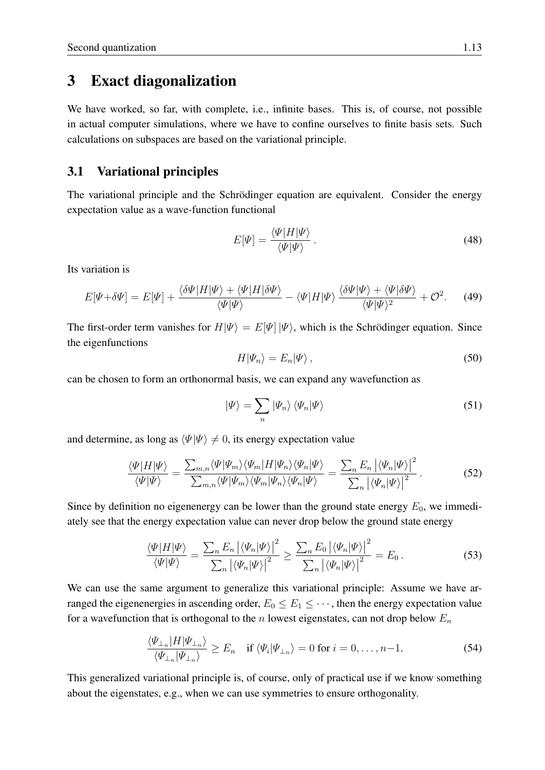# 3 Exact diagonalization

We have worked, so far, with complete, i.e., infinite bases. This is, of course, not possible in actual computer simulations, where we have to confine ourselves to finite basis sets. Such calculations on subspaces are based on the variational principle.

## 3.1 Variational principles

The variational principle and the Schrödinger equation are equivalent. Consider the energy expectation value as a wave-function functional

$$E[\Psi] = \frac{\langle\Psi|H|\Psi\rangle}{\langle\Psi|\Psi\rangle}\,. \tag{48}$$

Its variation is

$$E[\Psi{+}\delta\Psi] = E[\Psi] + \frac{\langle\delta\Psi|H|\Psi\rangle + \langle\Psi|H|\delta\Psi\rangle}{\langle\Psi|\Psi\rangle} - \langle\Psi|H|\Psi\rangle\,\frac{\langle\delta\Psi|\Psi\rangle + \langle\Psi|\delta\Psi\rangle}{\langle\Psi|\Psi\rangle^2} + \mathcal{O}^2. \tag{49}$$

The first-order term vanishes for $H|\Psi\rangle = E[\Psi]\,|\Psi\rangle$, which is the Schrödinger equation. Since the eigenfunctions

$$H|\Psi_n\rangle = E_n|\Psi\rangle\,, \tag{50}$$

can be chosen to form an orthonormal basis, we can expand any wavefunction as

$$|\Psi\rangle = \sum_n |\Psi_n\rangle\,\langle\Psi_n|\Psi\rangle \tag{51}$$

and determine, as long as $\langle\Psi|\Psi\rangle \neq 0$, its energy expectation value

$$\frac{\langle\Psi|H|\Psi\rangle}{\langle\Psi|\Psi\rangle} = \frac{\sum_{m,n}\langle\Psi|\Psi_m\rangle\langle\Psi_m|H|\Psi_n\rangle\langle\Psi_n|\Psi\rangle}{\sum_{m,n}\langle\Psi|\Psi_m\rangle\langle\Psi_m|\Psi_n\rangle\langle\Psi_n|\Psi\rangle} = \frac{\sum_n E_n\left|\langle\Psi_n|\Psi\rangle\right|^2}{\sum_n\left|\langle\Psi_n|\Psi\rangle\right|^2}\,. \tag{52}$$

Since by definition no eigenenergy can be lower than the ground state energy $E_0$, we immediately see that the energy expectation value can never drop below the ground state energy

$$\frac{\langle\Psi|H|\Psi\rangle}{\langle\Psi|\Psi\rangle} = \frac{\sum_n E_n\left|\langle\Psi_n|\Psi\rangle\right|^2}{\sum_n\left|\langle\Psi_n|\Psi\rangle\right|^2} \geq \frac{\sum_n E_0\left|\langle\Psi_n|\Psi\rangle\right|^2}{\sum_n\left|\langle\Psi_n|\Psi\rangle\right|^2} = E_0\,. \tag{53}$$

We can use the same argument to generalize this variational principle: Assume we have arranged the eigenenergies in ascending order, $E_0 \leq E_1 \leq \cdots$, then the energy expectation value for a wavefunction that is orthogonal to the $n$ lowest eigenstates, can not drop below $E_n$

$$\frac{\langle\Psi_{\perp_n}|H|\Psi_{\perp_n}\rangle}{\langle\Psi_{\perp_n}|\Psi_{\perp_n}\rangle} \geq E_n \quad \text{if } \langle\Psi_i|\Psi_{\perp_n}\rangle = 0 \text{ for } i = 0,\ldots,n{-}1. \tag{54}$$

This generalized variational principle is, of course, only of practical use if we know something about the eigenstates, e.g., when we can use symmetries to ensure orthogonality.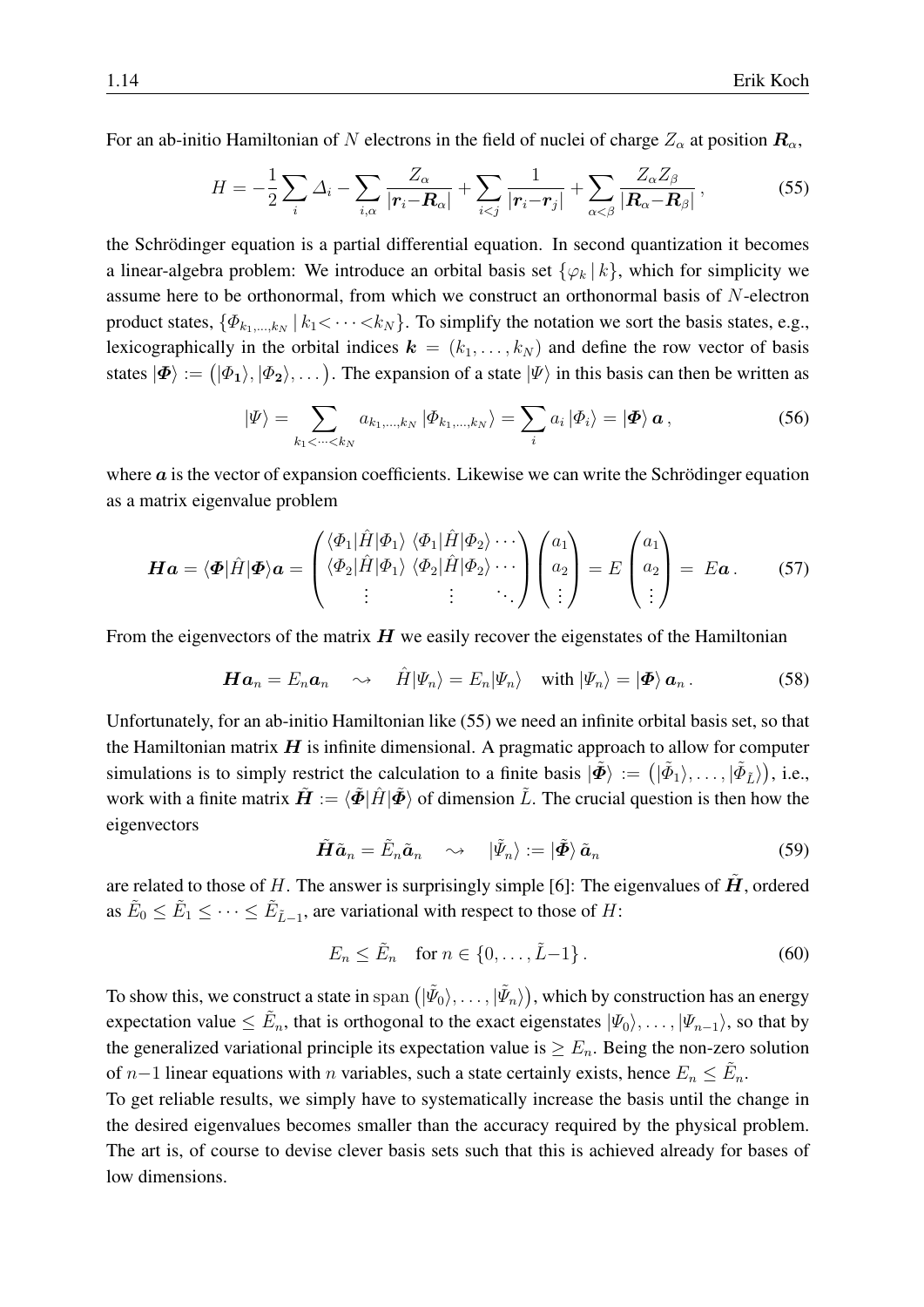For an ab-initio Hamiltonian of $N$ electrons in the field of nuclei of charge $Z_\alpha$ at position $\boldsymbol{R}_\alpha$,

$$H = -\frac{1}{2}\sum_i \Delta_i - \sum_{i,\alpha} \frac{Z_\alpha}{|\boldsymbol{r}_i - \boldsymbol{R}_\alpha|} + \sum_{i<j} \frac{1}{|\boldsymbol{r}_i - \boldsymbol{r}_j|} + \sum_{\alpha<\beta} \frac{Z_\alpha Z_\beta}{|\boldsymbol{R}_\alpha - \boldsymbol{R}_\beta|}\,, \tag{55}$$

the Schrödinger equation is a partial differential equation. In second quantization it becomes a linear-algebra problem: We introduce an orbital basis set $\{\varphi_k \,|\, k\}$, which for simplicity we assume here to be orthonormal, from which we construct an orthonormal basis of $N$-electron product states, $\{\Phi_{k_1,\dots,k_N} \,|\, k_1 < \dots < k_N\}$. To simplify the notation we sort the basis states, e.g., lexicographically in the orbital indices $\boldsymbol{k} = (k_1, \dots, k_N)$ and define the row vector of basis states $|\boldsymbol{\Phi}\rangle := \big(|\Phi_1\rangle, |\Phi_2\rangle, \dots\big)$. The expansion of a state $|\Psi\rangle$ in this basis can then be written as

$$|\Psi\rangle = \sum_{k_1<\dots<k_N} a_{k_1,\dots,k_N}\,|\Phi_{k_1,\dots,k_N}\rangle = \sum_i a_i\,|\Phi_i\rangle = |\boldsymbol{\Phi}\rangle\,\boldsymbol{a}\,, \tag{56}$$

where $\boldsymbol{a}$ is the vector of expansion coefficients. Likewise we can write the Schrödinger equation as a matrix eigenvalue problem

$$\boldsymbol{H}\boldsymbol{a} = \langle\boldsymbol{\Phi}|\hat{H}|\boldsymbol{\Phi}\rangle\boldsymbol{a} = \begin{pmatrix} \langle\Phi_1|\hat{H}|\Phi_1\rangle & \langle\Phi_1|\hat{H}|\Phi_2\rangle & \cdots \\ \langle\Phi_2|\hat{H}|\Phi_1\rangle & \langle\Phi_2|\hat{H}|\Phi_2\rangle & \cdots \\ \vdots & \vdots & \ddots \end{pmatrix} \begin{pmatrix} a_1 \\ a_2 \\ \vdots \end{pmatrix} = E \begin{pmatrix} a_1 \\ a_2 \\ \vdots \end{pmatrix} = E\boldsymbol{a}\,. \tag{57}$$

From the eigenvectors of the matrix $\boldsymbol{H}$ we easily recover the eigenstates of the Hamiltonian

$$\boldsymbol{H}\boldsymbol{a}_n = E_n\boldsymbol{a}_n \quad \rightsquigarrow \quad \hat{H}|\Psi_n\rangle = E_n|\Psi_n\rangle \quad \text{with } |\Psi_n\rangle = |\boldsymbol{\Phi}\rangle\,\boldsymbol{a}_n\,. \tag{58}$$

Unfortunately, for an ab-initio Hamiltonian like (55) we need an infinite orbital basis set, so that the Hamiltonian matrix $\boldsymbol{H}$ is infinite dimensional. A pragmatic approach to allow for computer simulations is to simply restrict the calculation to a finite basis $|\tilde{\boldsymbol{\Phi}}\rangle := \big(|\tilde{\Phi}_1\rangle, \dots, |\tilde{\Phi}_{\tilde{L}}\rangle\big)$, i.e., work with a finite matrix $\tilde{\boldsymbol{H}} := \langle\tilde{\boldsymbol{\Phi}}|\hat{H}|\tilde{\boldsymbol{\Phi}}\rangle$ of dimension $\tilde{L}$. The crucial question is then how the eigenvectors

$$\tilde{\boldsymbol{H}}\tilde{\boldsymbol{a}}_n = \tilde{E}_n\tilde{\boldsymbol{a}}_n \quad \rightsquigarrow \quad |\tilde{\Psi}_n\rangle := |\tilde{\boldsymbol{\Phi}}\rangle\,\tilde{\boldsymbol{a}}_n \tag{59}$$

are related to those of $H$. The answer is surprisingly simple [6]: The eigenvalues of $\tilde{\boldsymbol{H}}$, ordered as $\tilde{E}_0 \le \tilde{E}_1 \le \dots \le \tilde{E}_{\tilde{L}-1}$, are variational with respect to those of $H$:

$$E_n \le \tilde{E}_n \quad \text{for } n \in \{0, \dots, \tilde{L}-1\}\,. \tag{60}$$

To show this, we construct a state in $\mathrm{span}\big(|\tilde{\Psi}_0\rangle, \dots, |\tilde{\Psi}_n\rangle\big)$, which by construction has an energy expectation value $\le \tilde{E}_n$, that is orthogonal to the exact eigenstates $|\Psi_0\rangle, \dots, |\Psi_{n-1}\rangle$, so that by the generalized variational principle its expectation value is $\ge E_n$. Being the non-zero solution of $n-1$ linear equations with $n$ variables, such a state certainly exists, hence $E_n \le \tilde{E}_n$.

To get reliable results, we simply have to systematically increase the basis until the change in the desired eigenvalues becomes smaller than the accuracy required by the physical problem. The art is, of course to devise clever basis sets such that this is achieved already for bases of low dimensions.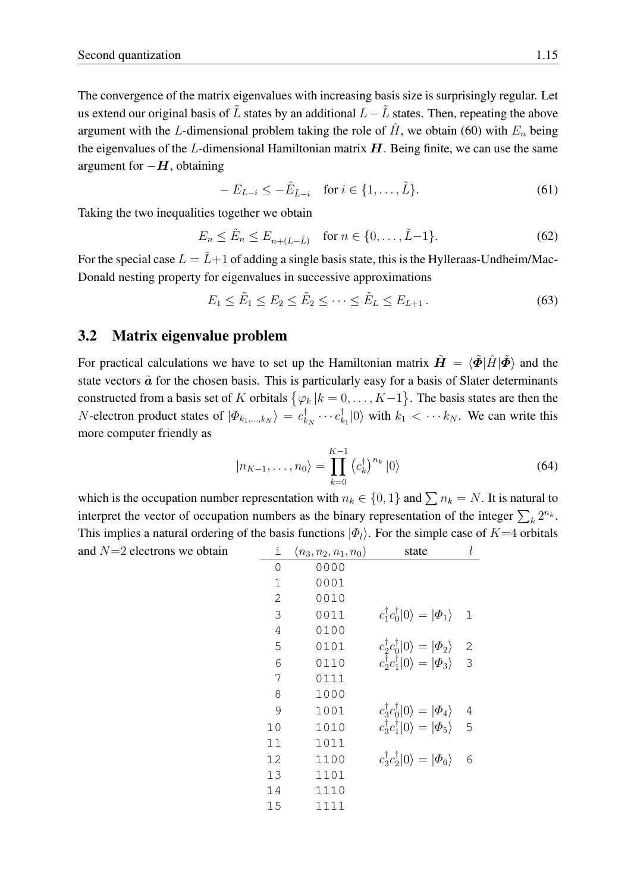The convergence of the matrix eigenvalues with increasing basis size is surprisingly regular. Let us extend our original basis of $\tilde{L}$ states by an additional $L-\tilde{L}$ states. Then, repeating the above argument with the $L$-dimensional problem taking the role of $\hat{H}$, we obtain (60) with $E_n$ being the eigenvalues of the $L$-dimensional Hamiltonian matrix $\boldsymbol{H}$. Being finite, we can use the same argument for $-\boldsymbol{H}$, obtaining

$$-E_{L-i} \leq -\tilde{E}_{\tilde{L}-i} \quad \text{for } i \in \{1, \ldots, \tilde{L}\}. \tag{61}$$

Taking the two inequalities together we obtain

$$E_n \leq \tilde{E}_n \leq E_{n+(L-\tilde{L})} \quad \text{for } n \in \{0, \ldots, \tilde{L}-1\}. \tag{62}$$

For the special case $L = \tilde{L}+1$ of adding a single basis state, this is the Hylleraas-Undheim/MacDonald nesting property for eigenvalues in successive approximations

$$E_1 \leq \tilde{E}_1 \leq E_2 \leq \tilde{E}_2 \leq \cdots \leq \tilde{E}_L \leq E_{L+1}\,. \tag{63}$$

## 3.2 Matrix eigenvalue problem

For practical calculations we have to set up the Hamiltonian matrix $\tilde{\boldsymbol{H}} = \langle\tilde{\boldsymbol{\Phi}}|\hat{H}|\tilde{\boldsymbol{\Phi}}\rangle$ and the state vectors $\tilde{\boldsymbol{a}}$ for the chosen basis. This is particularly easy for a basis of Slater determinants constructed from a basis set of $K$ orbitals $\{\varphi_k\,|k=0,\ldots,K-1\}$. The basis states are then the $N$-electron product states of $|\Phi_{k_1,\ldots,k_N}\rangle = c^\dagger_{k_N}\cdots c^\dagger_{k_1}|0\rangle$ with $k_1 < \cdots k_N$. We can write this more computer friendly as

$$|n_{K-1},\ldots,n_0\rangle = \prod_{k=0}^{K-1}\left(c^\dagger_k\right)^{n_k}|0\rangle \tag{64}$$

which is the occupation number representation with $n_k \in \{0,1\}$ and $\sum n_k = N$. It is natural to interpret the vector of occupation numbers as the binary representation of the integer $\sum_k 2^{n_k}$. This implies a natural ordering of the basis functions $|\Phi_l\rangle$. For the simple case of $K{=}4$ orbitals and $N{=}2$ electrons we obtain

| i | $(n_3,n_2,n_1,n_0)$ | state | $l$ |
|---|---|---|---|
| 0 | 0000 | | |
| 1 | 0001 | | |
| 2 | 0010 | | |
| 3 | 0011 | $c^\dagger_1 c^\dagger_0\|0\rangle = \|\Phi_1\rangle$ | 1 |
| 4 | 0100 | | |
| 5 | 0101 | $c^\dagger_2 c^\dagger_0\|0\rangle = \|\Phi_2\rangle$ | 2 |
| 6 | 0110 | $c^\dagger_2 c^\dagger_1\|0\rangle = \|\Phi_3\rangle$ | 3 |
| 7 | 0111 | | |
| 8 | 1000 | | |
| 9 | 1001 | $c^\dagger_3 c^\dagger_0\|0\rangle = \|\Phi_4\rangle$ | 4 |
| 10 | 1010 | $c^\dagger_3 c^\dagger_1\|0\rangle = \|\Phi_5\rangle$ | 5 |
| 11 | 1011 | | |
| 12 | 1100 | $c^\dagger_3 c^\dagger_2\|0\rangle = \|\Phi_6\rangle$ | 6 |
| 13 | 1101 | | |
| 14 | 1110 | | |
| 15 | 1111 | | |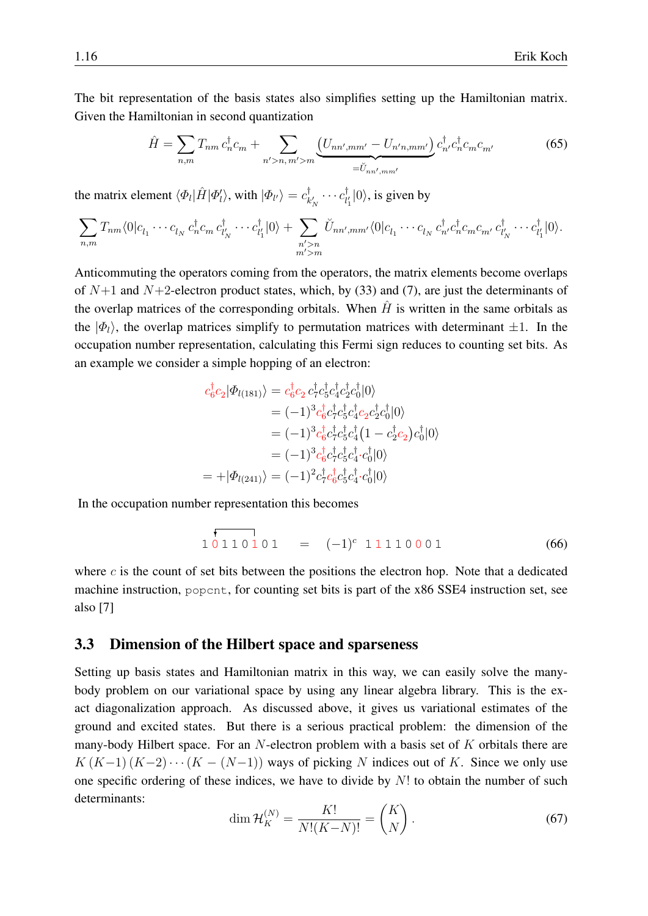The bit representation of the basis states also simplifies setting up the Hamiltonian matrix. Given the Hamiltonian in second quantization

$$\hat{H} = \sum_{n,m} T_{nm}\, c_n^\dagger c_m + \sum_{n'>n,\, m'>m} \underbrace{\left(U_{nn',mm'} - U_{n'n,mm'}\right)}_{=\breve{U}_{nn',mm'}} c_{n'}^\dagger c_n^\dagger c_m c_{m'} \tag{65}$$

the matrix element $\langle \Phi_l | \hat{H} | \Phi_l' \rangle$, with $|\Phi_{l'}\rangle = c^\dagger_{k'_N} \cdots c^\dagger_{l'_1}|0\rangle$, is given by

$$\sum_{n,m} T_{nm} \langle 0| c_{l_1} \cdots c_{l_N}\, c_n^\dagger c_m\, c^\dagger_{l'_N} \cdots c^\dagger_{l'_1}|0\rangle + \sum_{\substack{n'>n \\ m'>m}} \breve{U}_{nn',mm'} \langle 0| c_{l_1} \cdots c_{l_N}\, c_{n'}^\dagger c_n^\dagger c_m c_{m'}\, c^\dagger_{l'_N} \cdots c^\dagger_{l'_1}|0\rangle .$$

Anticommuting the operators coming from the operators, the matrix elements become overlaps of $N{+}1$ and $N{+}2$-electron product states, which, by (33) and (7), are just the determinants of the overlap matrices of the corresponding orbitals. When $\hat{H}$ is written in the same orbitals as the $|\Phi_l\rangle$, the overlap matrices simplify to permutation matrices with determinant $\pm 1$. In the occupation number representation, calculating this Fermi sign reduces to counting set bits. As an example we consider a simple hopping of an electron:

$$\begin{aligned}
c_6^\dagger c_2 |\Phi_{l(181)}\rangle &= c_6^\dagger c_2\, c_7^\dagger c_5^\dagger c_4^\dagger c_2^\dagger c_0^\dagger |0\rangle \\
&= (-1)^3 c_6^\dagger c_7^\dagger c_5^\dagger c_4^\dagger c_2 c_2^\dagger c_0^\dagger |0\rangle \\
&= (-1)^3 c_6^\dagger c_7^\dagger c_5^\dagger c_4^\dagger \left(1 - c_2^\dagger c_2\right) c_0^\dagger |0\rangle \\
&= (-1)^3 c_6^\dagger c_7^\dagger c_5^\dagger c_4^\dagger \cdot c_0^\dagger |0\rangle \\
= +|\Phi_{l(241)}\rangle &= (-1)^2 c_7^\dagger c_6^\dagger c_5^\dagger c_4^\dagger \cdot c_0^\dagger |0\rangle
\end{aligned}$$

In the occupation number representation this becomes

$$\texttt{1 0 1 1 0 1 0 1} \quad = \quad (-1)^c \;\; \texttt{1 1 1 1 0 0 0 1} \tag{66}$$

where $c$ is the count of set bits between the positions the electron hop. Note that a dedicated machine instruction, `popcnt`, for counting set bits is part of the x86 SSE4 instruction set, see also [7]

## 3.3 Dimension of the Hilbert space and sparseness

Setting up basis states and Hamiltonian matrix in this way, we can easily solve the many-body problem on our variational space by using any linear algebra library. This is the exact diagonalization approach. As discussed above, it gives us variational estimates of the ground and excited states. But there is a serious practical problem: the dimension of the many-body Hilbert space. For an $N$-electron problem with a basis set of $K$ orbitals there are $K\,(K{-}1)\,(K{-}2)\cdots(K-(N{-}1))$ ways of picking $N$ indices out of $K$. Since we only use one specific ordering of these indices, we have to divide by $N!$ to obtain the number of such determinants:

$$\dim \mathcal{H}_K^{(N)} = \frac{K!}{N!(K{-}N)!} = \binom{K}{N}. \tag{67}$$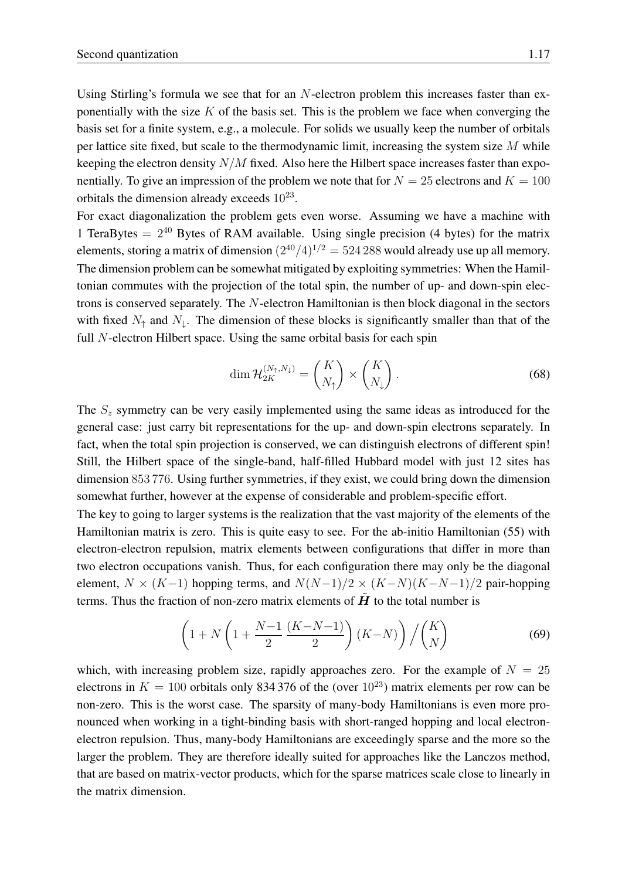Using Stirling's formula we see that for an $N$-electron problem this increases faster than exponentially with the size $K$ of the basis set. This is the problem we face when converging the basis set for a finite system, e.g., a molecule. For solids we usually keep the number of orbitals per lattice site fixed, but scale to the thermodynamic limit, increasing the system size $M$ while keeping the electron density $N/M$ fixed. Also here the Hilbert space increases faster than exponentially. To give an impression of the problem we note that for $N = 25$ electrons and $K = 100$ orbitals the dimension already exceeds $10^{23}$.

For exact diagonalization the problem gets even worse. Assuming we have a machine with 1 TeraBytes $= 2^{40}$ Bytes of RAM available. Using single precision (4 bytes) for the matrix elements, storing a matrix of dimension $(2^{40}/4)^{1/2} = 524\,288$ would already use up all memory. The dimension problem can be somewhat mitigated by exploiting symmetries: When the Hamiltonian commutes with the projection of the total spin, the number of up- and down-spin electrons is conserved separately. The $N$-electron Hamiltonian is then block diagonal in the sectors with fixed $N_\uparrow$ and $N_\downarrow$. The dimension of these blocks is significantly smaller than that of the full $N$-electron Hilbert space. Using the same orbital basis for each spin

$$\dim \mathcal{H}_{2K}^{(N_\uparrow,N_\downarrow)} = \binom{K}{N_\uparrow} \times \binom{K}{N_\downarrow}. \tag{68}$$

The $S_z$ symmetry can be very easily implemented using the same ideas as introduced for the general case: just carry bit representations for the up- and down-spin electrons separately. In fact, when the total spin projection is conserved, we can distinguish electrons of different spin! Still, the Hilbert space of the single-band, half-filled Hubbard model with just 12 sites has dimension $853\,776$. Using further symmetries, if they exist, we could bring down the dimension somewhat further, however at the expense of considerable and problem-specific effort.

The key to going to larger systems is the realization that the vast majority of the elements of the Hamiltonian matrix is zero. This is quite easy to see. For the ab-initio Hamiltonian (55) with electron-electron repulsion, matrix elements between configurations that differ in more than two electron occupations vanish. Thus, for each configuration there may only be the diagonal element, $N \times (K{-}1)$ hopping terms, and $N(N{-}1)/2 \times (K{-}N)(K{-}N{-}1)/2$ pair-hopping terms. Thus the fraction of non-zero matrix elements of $\tilde{\boldsymbol{H}}$ to the total number is

$$\left(1 + N\left(1 + \frac{N{-}1}{2}\,\frac{(K{-}N{-}1)}{2}\right)(K{-}N)\right) \Big/ \binom{K}{N} \tag{69}$$

which, with increasing problem size, rapidly approaches zero. For the example of $N = 25$ electrons in $K = 100$ orbitals only $834\,376$ of the (over $10^{23}$) matrix elements per row can be non-zero. This is the worst case. The sparsity of many-body Hamiltonians is even more pronounced when working in a tight-binding basis with short-ranged hopping and local electron-electron repulsion. Thus, many-body Hamiltonians are exceedingly sparse and the more so the larger the problem. They are therefore ideally suited for approaches like the Lanczos method, that are based on matrix-vector products, which for the sparse matrices scale close to linearly in the matrix dimension.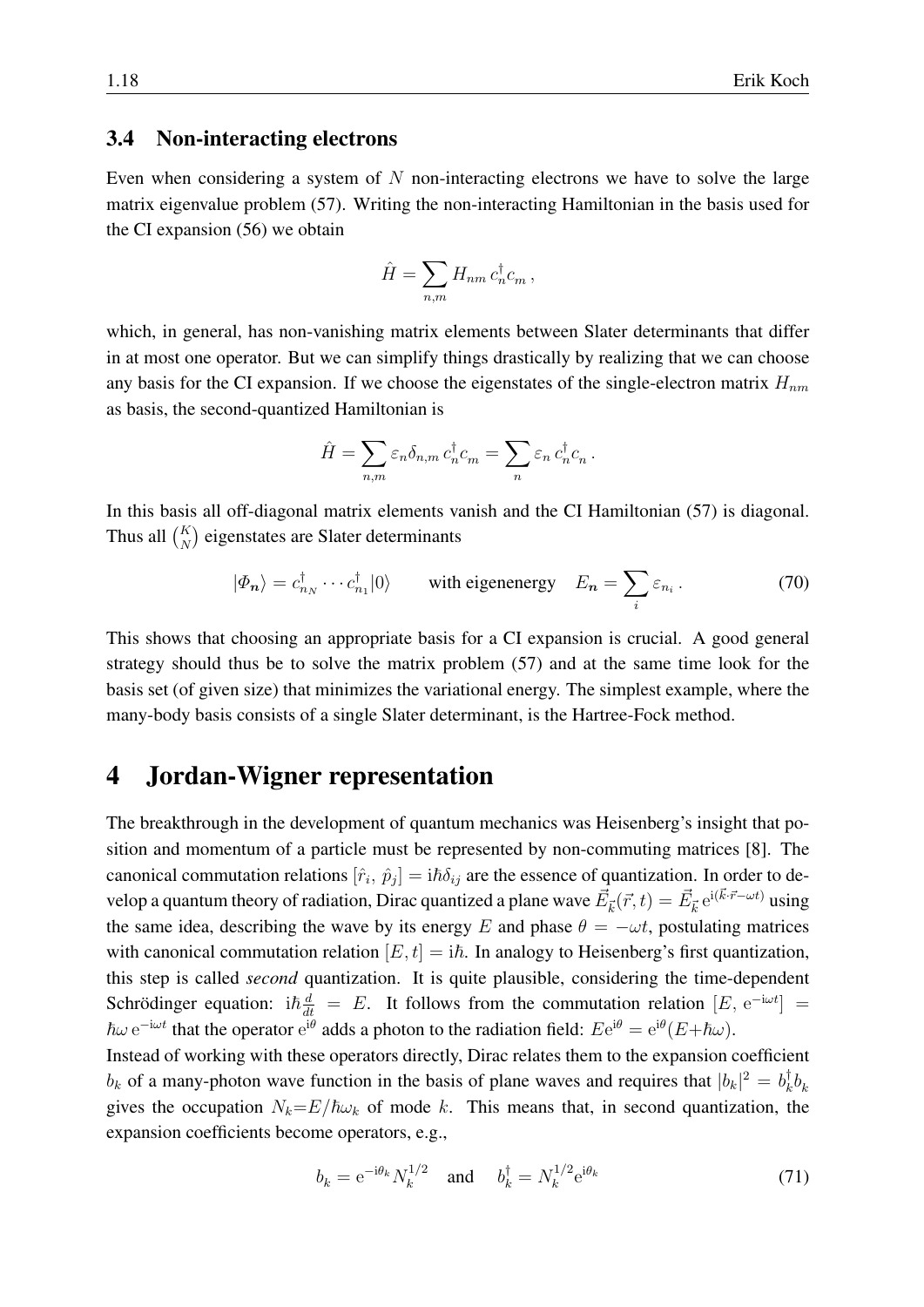### 3.4 Non-interacting electrons

Even when considering a system of $N$ non-interacting electrons we have to solve the large matrix eigenvalue problem (57). Writing the non-interacting Hamiltonian in the basis used for the CI expansion (56) we obtain

$$\hat{H} = \sum_{n,m} H_{nm}\, c_n^\dagger c_m\,,$$

which, in general, has non-vanishing matrix elements between Slater determinants that differ in at most one operator. But we can simplify things drastically by realizing that we can choose any basis for the CI expansion. If we choose the eigenstates of the single-electron matrix $H_{nm}$ as basis, the second-quantized Hamiltonian is

$$\hat{H} = \sum_{n,m} \varepsilon_n \delta_{n,m}\, c_n^\dagger c_m = \sum_n \varepsilon_n\, c_n^\dagger c_n\,.$$

In this basis all off-diagonal matrix elements vanish and the CI Hamiltonian (57) is diagonal. Thus all $\binom{K}{N}$ eigenstates are Slater determinants

$$|\Phi_{\boldsymbol{n}}\rangle = c_{n_N}^\dagger \cdots c_{n_1}^\dagger |0\rangle \qquad \text{with eigenenergy} \quad E_{\boldsymbol{n}} = \sum_i \varepsilon_{n_i}\,. \tag{70}$$

This shows that choosing an appropriate basis for a CI expansion is crucial. A good general strategy should thus be to solve the matrix problem (57) and at the same time look for the basis set (of given size) that minimizes the variational energy. The simplest example, where the many-body basis consists of a single Slater determinant, is the Hartree-Fock method.

# 4 Jordan-Wigner representation

The breakthrough in the development of quantum mechanics was Heisenberg's insight that position and momentum of a particle must be represented by non-commuting matrices [8]. The canonical commutation relations $[\hat{r}_i,\, \hat{p}_j] = \mathrm{i}\hbar\delta_{ij}$ are the essence of quantization. In order to develop a quantum theory of radiation, Dirac quantized a plane wave $\vec{E}_{\vec{k}}(\vec{r},t) = \vec{E}_{\vec{k}}\, \mathrm{e}^{\mathrm{i}(\vec{k}\cdot\vec{r}-\omega t)}$ using the same idea, describing the wave by its energy $E$ and phase $\theta = -\omega t$, postulating matrices with canonical commutation relation $[E, t] = \mathrm{i}\hbar$. In analogy to Heisenberg's first quantization, this step is called *second* quantization. It is quite plausible, considering the time-dependent Schrödinger equation: $\mathrm{i}\hbar\frac{d}{dt} = E$. It follows from the commutation relation $[E,\, \mathrm{e}^{-\mathrm{i}\omega t}] = \hbar\omega\, \mathrm{e}^{-\mathrm{i}\omega t}$ that the operator $\mathrm{e}^{\mathrm{i}\theta}$ adds a photon to the radiation field: $E\mathrm{e}^{\mathrm{i}\theta} = \mathrm{e}^{\mathrm{i}\theta}(E{+}\hbar\omega)$.

Instead of working with these operators directly, Dirac relates them to the expansion coefficient $b_k$ of a many-photon wave function in the basis of plane waves and requires that $|b_k|^2 = b_k^\dagger b_k$ gives the occupation $N_k{=}E/\hbar\omega_k$ of mode $k$. This means that, in second quantization, the expansion coefficients become operators, e.g.,

$$b_k = \mathrm{e}^{-\mathrm{i}\theta_k} N_k^{1/2} \quad \text{and} \quad b_k^\dagger = N_k^{1/2}\mathrm{e}^{\mathrm{i}\theta_k} \tag{71}$$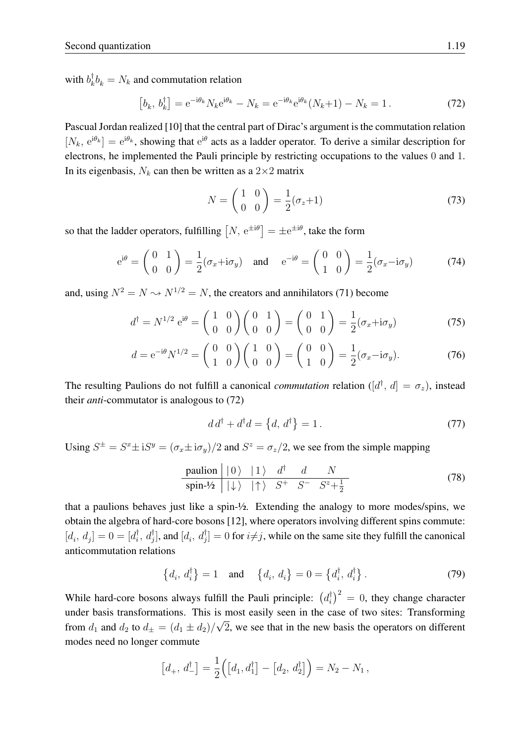with $b_k^\dagger b_k = N_k$ and commutation relation

$$\left[b_k,\, b_k^\dagger\right] = \mathrm{e}^{-\mathrm{i}\theta_k} N_k \mathrm{e}^{\mathrm{i}\theta_k} - N_k = \mathrm{e}^{-\mathrm{i}\theta_k}\mathrm{e}^{\mathrm{i}\theta_k}(N_k{+}1) - N_k = 1\,. \tag{72}$$

Pascual Jordan realized [10] that the central part of Dirac's argument is the commutation relation $[N_k,\, \mathrm{e}^{\mathrm{i}\theta_k}] = \mathrm{e}^{\mathrm{i}\theta_k}$, showing that $\mathrm{e}^{\mathrm{i}\theta}$ acts as a ladder operator. To derive a similar description for electrons, he implemented the Pauli principle by restricting occupations to the values 0 and 1. In its eigenbasis, $N_k$ can then be written as a $2{\times}2$ matrix

$$N = \begin{pmatrix} 1 & 0 \\ 0 & 0 \end{pmatrix} = \frac{1}{2}(\sigma_z{+}1) \tag{73}$$

so that the ladder operators, fulfilling $\left[N,\, \mathrm{e}^{\pm\mathrm{i}\theta}\right] = \pm\mathrm{e}^{\pm\mathrm{i}\theta}$, take the form

$$\mathrm{e}^{\mathrm{i}\theta} = \begin{pmatrix} 0 & 1 \\ 0 & 0 \end{pmatrix} = \frac{1}{2}(\sigma_x{+}\mathrm{i}\sigma_y) \quad \text{and} \quad \mathrm{e}^{-\mathrm{i}\theta} = \begin{pmatrix} 0 & 0 \\ 1 & 0 \end{pmatrix} = \frac{1}{2}(\sigma_x{-}\mathrm{i}\sigma_y) \tag{74}$$

and, using $N^2 = N \rightsquigarrow N^{1/2} = N$, the creators and annihilators (71) become

$$d^\dagger = N^{1/2}\,\mathrm{e}^{\mathrm{i}\theta} = \begin{pmatrix} 1 & 0 \\ 0 & 0 \end{pmatrix}\begin{pmatrix} 0 & 1 \\ 0 & 0 \end{pmatrix} = \begin{pmatrix} 0 & 1 \\ 0 & 0 \end{pmatrix} = \frac{1}{2}(\sigma_x{+}\mathrm{i}\sigma_y) \tag{75}$$

$$d = \mathrm{e}^{-\mathrm{i}\theta} N^{1/2} = \begin{pmatrix} 0 & 0 \\ 1 & 0 \end{pmatrix}\begin{pmatrix} 1 & 0 \\ 0 & 0 \end{pmatrix} = \begin{pmatrix} 0 & 0 \\ 1 & 0 \end{pmatrix} = \frac{1}{2}(\sigma_x{-}\mathrm{i}\sigma_y). \tag{76}$$

The resulting Paulions do not fulfill a canonical *commutation* relation ($[d^\dagger,\, d] = \sigma_z$), instead their *anti*-commutator is analogous to (72)

$$d\,d^\dagger + d^\dagger d = \left\{d,\, d^\dagger\right\} = 1\,. \tag{77}$$

Using $S^\pm = S^x {\pm}\, \mathrm{i}S^y = (\sigma_x {\pm}\, \mathrm{i}\sigma_y)/2$ and $S^z = \sigma_z/2$, we see from the simple mapping

| paulion | $\lvert 0\,\rangle$ | $\lvert 1\,\rangle$ | $d^\dagger$ | $d$ | $N$ |
|---|---|---|---|---|---|
| spin-½ | $\lvert\downarrow\rangle$ | $\lvert\uparrow\rangle$ | $S^+$ | $S^-$ | $S^z{+}\frac{1}{2}$ |

(78)

that a paulions behaves just like a spin-½. Extending the analogy to more modes/spins, we obtain the algebra of hard-core bosons [12], where operators involving different spins commute: $[d_i,\, d_j] = 0 = [d_i^\dagger,\, d_j^\dagger]$, and $[d_i,\, d_j^\dagger] = 0$ for $i{\neq}j$, while on the same site they fulfill the canonical anticommutation relations

$$\left\{d_i,\, d_i^\dagger\right\} = 1 \quad \text{and} \quad \left\{d_i,\, d_i\right\} = 0 = \left\{d_i^\dagger,\, d_i^\dagger\right\}. \tag{79}$$

While hard-core bosons always fulfill the Pauli principle: $\left(d_i^\dagger\right)^2 = 0$, they change character under basis transformations. This is most easily seen in the case of two sites: Transforming from $d_1$ and $d_2$ to $d_\pm = (d_1 \pm d_2)/\sqrt{2}$, we see that in the new basis the operators on different modes need no longer commute

$$\left[d_+,\, d_-^\dagger\right] = \frac{1}{2}\Big(\left[d_1, d_1^\dagger\right] - \left[d_2,\, d_2^\dagger\right]\Big) = N_2 - N_1\,,$$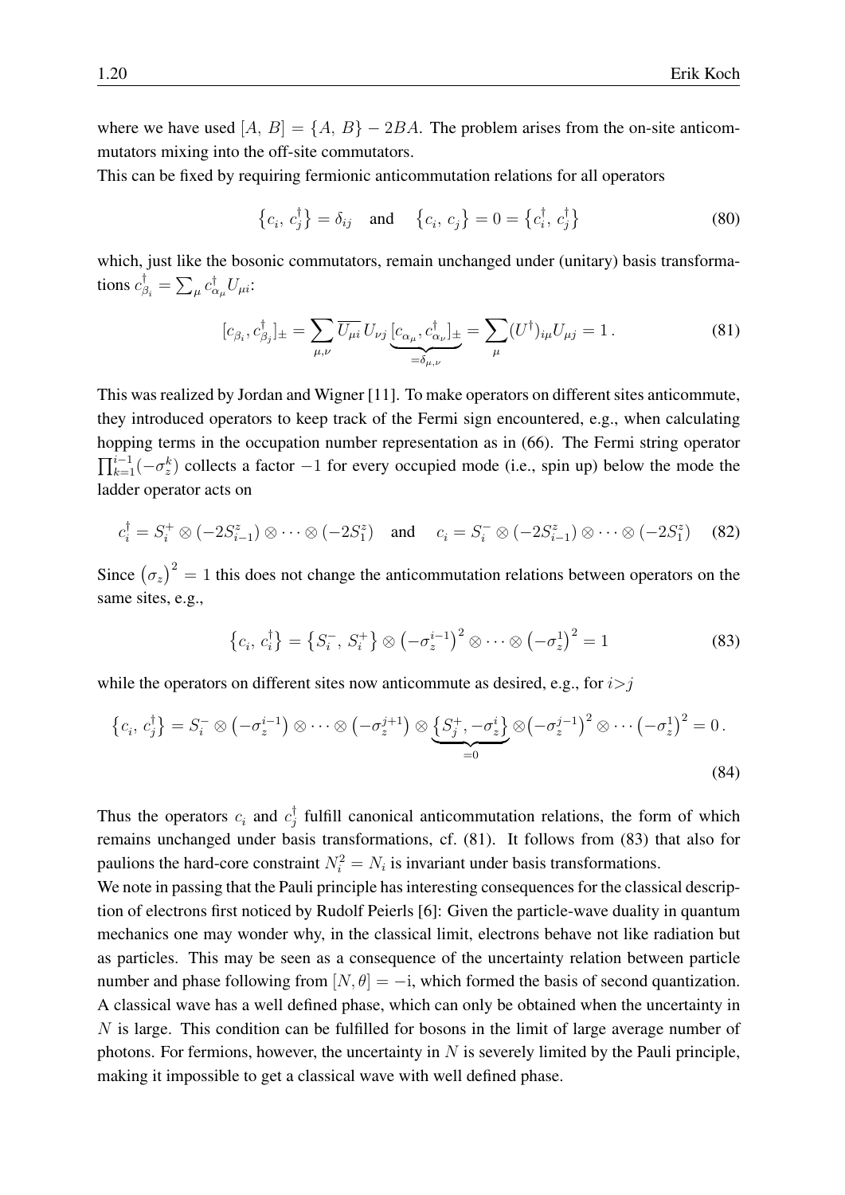where we have used $[A,\, B] = \{A,\, B\} - 2BA$. The problem arises from the on-site anticommutators mixing into the off-site commutators.
This can be fixed by requiring fermionic anticommutation relations for all operators

$$\left\{c_i,\, c_j^\dagger\right\} = \delta_{ij} \quad \text{and} \quad \left\{c_i,\, c_j\right\} = 0 = \left\{c_i^\dagger,\, c_j^\dagger\right\} \tag{80}$$

which, just like the bosonic commutators, remain unchanged under (unitary) basis transformations $c_{\beta_i}^\dagger = \sum_\mu c_{\alpha_\mu}^\dagger U_{\mu i}$:

$$[c_{\beta_i}, c_{\beta_j}^\dagger]_\pm = \sum_{\mu,\nu} \overline{U_{\mu i}}\, U_{\nu j} \underbrace{[c_{\alpha_\mu}, c_{\alpha_\nu}^\dagger]_\pm}_{=\delta_{\mu,\nu}} = \sum_\mu (U^\dagger)_{i\mu} U_{\mu j} = 1\,. \tag{81}$$

This was realized by Jordan and Wigner [11]. To make operators on different sites anticommute, they introduced operators to keep track of the Fermi sign encountered, e.g., when calculating hopping terms in the occupation number representation as in (66). The Fermi string operator $\prod_{k=1}^{i-1}(-\sigma_z^k)$ collects a factor $-1$ for every occupied mode (i.e., spin up) below the mode the ladder operator acts on

$$c_i^\dagger = S_i^+ \otimes (-2S_{i-1}^z) \otimes \cdots \otimes (-2S_1^z) \quad \text{and} \quad c_i = S_i^- \otimes (-2S_{i-1}^z) \otimes \cdots \otimes (-2S_1^z) \tag{82}$$

Since $\left(\sigma_z\right)^2 = 1$ this does not change the anticommutation relations between operators on the same sites, e.g.,

$$\left\{c_i,\, c_i^\dagger\right\} = \left\{S_i^-,\, S_i^+\right\} \otimes \left(-\sigma_z^{i-1}\right)^2 \otimes \cdots \otimes \left(-\sigma_z^1\right)^2 = 1 \tag{83}$$

while the operators on different sites now anticommute as desired, e.g., for $i>j$

$$\left\{c_i,\, c_j^\dagger\right\} = S_i^- \otimes \left(-\sigma_z^{i-1}\right) \otimes \cdots \otimes \left(-\sigma_z^{j+1}\right) \otimes \underbrace{\left\{S_j^+, -\sigma_z^i\right\}}_{=0} \otimes \left(-\sigma_z^{j-1}\right)^2 \otimes \cdots \left(-\sigma_z^1\right)^2 = 0\,. \tag{84}$$

Thus the operators $c_i$ and $c_j^\dagger$ fulfill canonical anticommutation relations, the form of which remains unchanged under basis transformations, cf. (81). It follows from (83) that also for paulions the hard-core constraint $N_i^2 = N_i$ is invariant under basis transformations.
We note in passing that the Pauli principle has interesting consequences for the classical description of electrons first noticed by Rudolf Peierls [6]: Given the particle-wave duality in quantum mechanics one may wonder why, in the classical limit, electrons behave not like radiation but as particles. This may be seen as a consequence of the uncertainty relation between particle number and phase following from $[N, \theta] = -\mathrm{i}$, which formed the basis of second quantization. A classical wave has a well defined phase, which can only be obtained when the uncertainty in $N$ is large. This condition can be fulfilled for bosons in the limit of large average number of photons. For fermions, however, the uncertainty in $N$ is severely limited by the Pauli principle, making it impossible to get a classical wave with well defined phase.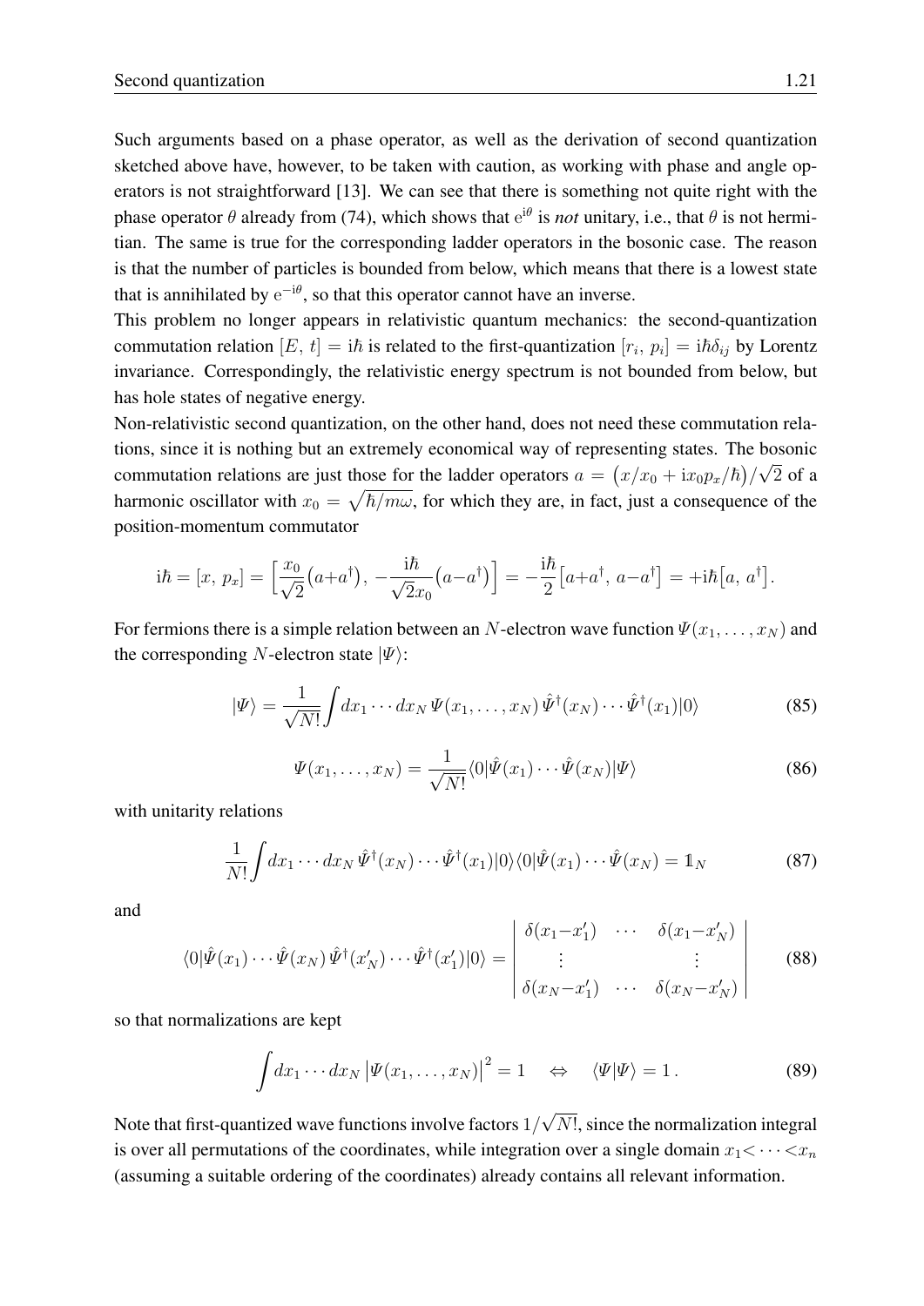Such arguments based on a phase operator, as well as the derivation of second quantization sketched above have, however, to be taken with caution, as working with phase and angle operators is not straightforward [13]. We can see that there is something not quite right with the phase operator $\theta$ already from (74), which shows that $e^{i\theta}$ is *not* unitary, i.e., that $\theta$ is not hermitian. The same is true for the corresponding ladder operators in the bosonic case. The reason is that the number of particles is bounded from below, which means that there is a lowest state that is annihilated by $e^{-i\theta}$, so that this operator cannot have an inverse.

This problem no longer appears in relativistic quantum mechanics: the second-quantization commutation relation $[E,\, t] = i\hbar$ is related to the first-quantization $[r_i,\, p_i] = i\hbar\delta_{ij}$ by Lorentz invariance. Correspondingly, the relativistic energy spectrum is not bounded from below, but has hole states of negative energy.

Non-relativistic second quantization, on the other hand, does not need these commutation relations, since it is nothing but an extremely economical way of representing states. The bosonic commutation relations are just those for the ladder operators $a = \big(x/x_0 + ix_0 p_x/\hbar\big)/\sqrt{2}$ of a harmonic oscillator with $x_0 = \sqrt{\hbar/m\omega}$, for which they are, in fact, just a consequence of the position-momentum commutator

$$i\hbar = [x,\, p_x] = \Big[\frac{x_0}{\sqrt{2}}\big(a + a^\dagger\big),\, -\frac{i\hbar}{\sqrt{2}x_0}\big(a - a^\dagger\big)\Big] = -\frac{i\hbar}{2}\big[a + a^\dagger,\, a - a^\dagger\big] = +i\hbar\big[a,\, a^\dagger\big].$$

For fermions there is a simple relation between an $N$-electron wave function $\Psi(x_1, \ldots, x_N)$ and the corresponding $N$-electron state $|\Psi\rangle$:

$$|\Psi\rangle = \frac{1}{\sqrt{N!}}\int dx_1 \cdots dx_N\, \Psi(x_1, \ldots, x_N)\, \hat{\Psi}^\dagger(x_N) \cdots \hat{\Psi}^\dagger(x_1)|0\rangle \tag{85}$$

$$\Psi(x_1, \ldots, x_N) = \frac{1}{\sqrt{N!}}\langle 0|\hat{\Psi}(x_1) \cdots \hat{\Psi}(x_N)|\Psi\rangle \tag{86}$$

with unitarity relations

$$\frac{1}{N!}\int dx_1 \cdots dx_N\, \hat{\Psi}^\dagger(x_N) \cdots \hat{\Psi}^\dagger(x_1)|0\rangle\langle 0|\hat{\Psi}(x_1) \cdots \hat{\Psi}(x_N) = \mathbb{1}_N \tag{87}$$

and

$$\langle 0|\hat{\Psi}(x_1) \cdots \hat{\Psi}(x_N)\, \hat{\Psi}^\dagger(x'_N) \cdots \hat{\Psi}^\dagger(x'_1)|0\rangle = \begin{vmatrix} \delta(x_1 - x'_1) & \cdots & \delta(x_1 - x'_N) \\ \vdots & & \vdots \\ \delta(x_N - x'_1) & \cdots & \delta(x_N - x'_N) \end{vmatrix} \tag{88}$$

so that normalizations are kept

$$\int dx_1 \cdots dx_N \left|\Psi(x_1, \ldots, x_N)\right|^2 = 1 \quad \Leftrightarrow \quad \langle\Psi|\Psi\rangle = 1\,. \tag{89}$$

Note that first-quantized wave functions involve factors $1/\sqrt{N!}$, since the normalization integral is over all permutations of the coordinates, while integration over a single domain $x_1 < \cdots < x_n$ (assuming a suitable ordering of the coordinates) already contains all relevant information.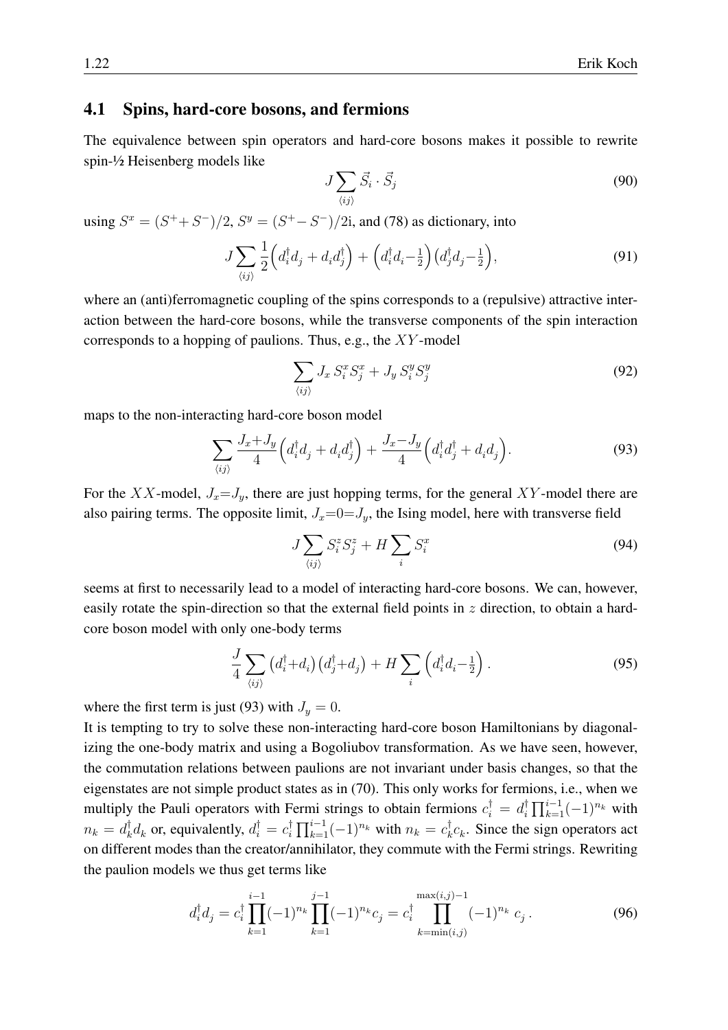## 4.1 Spins, hard-core bosons, and fermions

The equivalence between spin operators and hard-core bosons makes it possible to rewrite spin-½ Heisenberg models like

$$J \sum_{\langle ij \rangle} \vec{S}_i \cdot \vec{S}_j \tag{90}$$

using $S^x = (S^+ + S^-)/2$, $S^y = (S^+ - S^-)/2\mathrm{i}$, and (78) as dictionary, into

$$J \sum_{\langle ij \rangle} \frac{1}{2}\Big(d_i^\dagger d_j + d_i d_j^\dagger\Big) + \Big(d_i^\dagger d_i - \tfrac{1}{2}\Big)\Big(d_j^\dagger d_j - \tfrac{1}{2}\Big), \tag{91}$$

where an (anti)ferromagnetic coupling of the spins corresponds to a (repulsive) attractive interaction between the hard-core bosons, while the transverse components of the spin interaction corresponds to a hopping of paulions. Thus, e.g., the $XY$-model

$$\sum_{\langle ij \rangle} J_x\, S_i^x S_j^x + J_y\, S_i^y S_j^y \tag{92}$$

maps to the non-interacting hard-core boson model

$$\sum_{\langle ij \rangle} \frac{J_x + J_y}{4}\Big(d_i^\dagger d_j + d_i d_j^\dagger\Big) + \frac{J_x - J_y}{4}\Big(d_i^\dagger d_j^\dagger + d_i d_j\Big). \tag{93}$$

For the $XX$-model, $J_x = J_y$, there are just hopping terms, for the general $XY$-model there are also pairing terms. The opposite limit, $J_x = 0 = J_y$, the Ising model, here with transverse field

$$J \sum_{\langle ij \rangle} S_i^z S_j^z + H \sum_i S_i^x \tag{94}$$

seems at first to necessarily lead to a model of interacting hard-core bosons. We can, however, easily rotate the spin-direction so that the external field points in $z$ direction, to obtain a hard-core boson model with only one-body terms

$$\frac{J}{4} \sum_{\langle ij \rangle} \big(d_i^\dagger + d_i\big)\big(d_j^\dagger + d_j\big) + H \sum_i \Big(d_i^\dagger d_i - \tfrac{1}{2}\Big). \tag{95}$$

where the first term is just (93) with $J_y = 0$.

It is tempting to try to solve these non-interacting hard-core boson Hamiltonians by diagonalizing the one-body matrix and using a Bogoliubov transformation. As we have seen, however, the commutation relations between paulions are not invariant under basis changes, so that the eigenstates are not simple product states as in (70). This only works for fermions, i.e., when we multiply the Pauli operators with Fermi strings to obtain fermions $c_i^\dagger = d_i^\dagger \prod_{k=1}^{i-1}(-1)^{n_k}$ with $n_k = d_k^\dagger d_k$ or, equivalently, $d_i^\dagger = c_i^\dagger \prod_{k=1}^{i-1}(-1)^{n_k}$ with $n_k = c_k^\dagger c_k$. Since the sign operators act on different modes than the creator/annihilator, they commute with the Fermi strings. Rewriting the paulion models we thus get terms like

$$d_i^\dagger d_j = c_i^\dagger \prod_{k=1}^{i-1}(-1)^{n_k} \prod_{k=1}^{j-1}(-1)^{n_k} c_j = c_i^\dagger \prod_{k=\min(i,j)}^{\max(i,j)-1}(-1)^{n_k}\; c_j\,. \tag{96}$$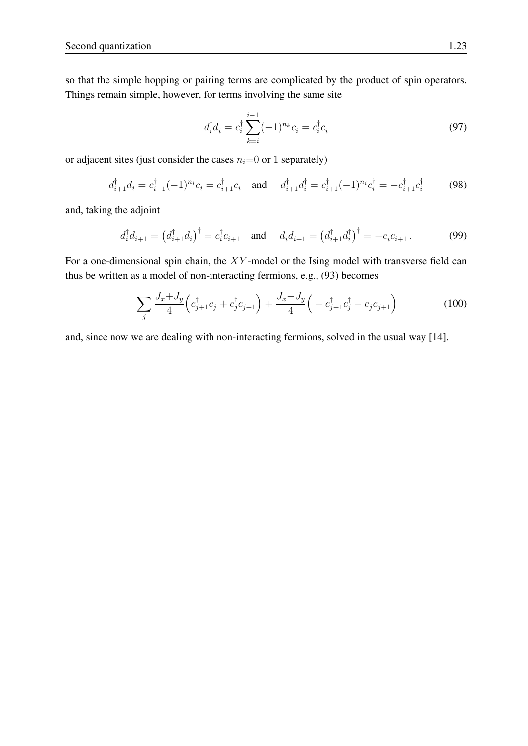so that the simple hopping or pairing terms are complicated by the product of spin operators. Things remain simple, however, for terms involving the same site

$$
d_i^\dagger d_i = c_i^\dagger \sum_{k=i}^{i-1} (-1)^{n_k} c_i = c_i^\dagger c_i \tag{97}
$$

or adjacent sites (just consider the cases $n_i$=0 or 1 separately)

$$
d_{i+1}^\dagger d_i = c_{i+1}^\dagger (-1)^{n_i} c_i = c_{i+1}^\dagger c_i \quad \text{and} \quad d_{i+1}^\dagger d_i^\dagger = c_{i+1}^\dagger (-1)^{n_i} c_i^\dagger = -c_{i+1}^\dagger c_i^\dagger \tag{98}
$$

and, taking the adjoint

$$
d_i^\dagger d_{i+1} = \left(d_{i+1}^\dagger d_i\right)^\dagger = c_i^\dagger c_{i+1} \quad \text{and} \quad d_i d_{i+1} = \left(d_{i+1}^\dagger d_i^\dagger\right)^\dagger = -c_i c_{i+1} \,. \tag{99}
$$

For a one-dimensional spin chain, the $XY$-model or the Ising model with transverse field can thus be written as a model of non-interacting fermions, e.g., (93) becomes

$$
\sum_j \frac{J_x + J_y}{4} \Big( c_{j+1}^\dagger c_j + c_j^\dagger c_{j+1} \Big) + \frac{J_x - J_y}{4} \Big( -c_{j+1}^\dagger c_j^\dagger - c_j c_{j+1} \Big) \tag{100}
$$

and, since now we are dealing with non-interacting fermions, solved in the usual way [14].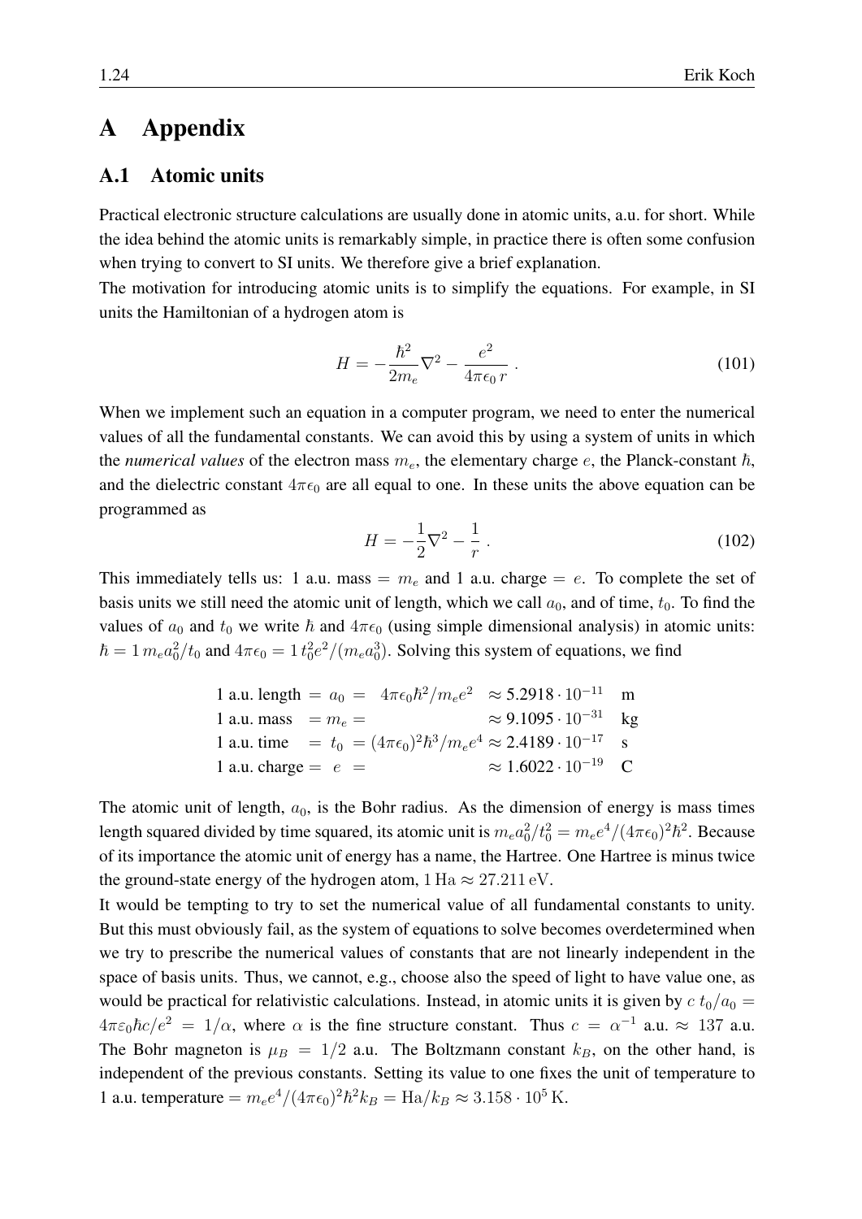# A Appendix

## A.1 Atomic units

Practical electronic structure calculations are usually done in atomic units, a.u. for short. While the idea behind the atomic units is remarkably simple, in practice there is often some confusion when trying to convert to SI units. We therefore give a brief explanation.

The motivation for introducing atomic units is to simplify the equations. For example, in SI units the Hamiltonian of a hydrogen atom is

$$H = -\frac{\hbar^2}{2m_e}\nabla^2 - \frac{e^2}{4\pi\epsilon_0\, r}\,. \tag{101}$$

When we implement such an equation in a computer program, we need to enter the numerical values of all the fundamental constants. We can avoid this by using a system of units in which the *numerical values* of the electron mass $m_e$, the elementary charge $e$, the Planck-constant $\hbar$, and the dielectric constant $4\pi\epsilon_0$ are all equal to one. In these units the above equation can be programmed as

$$H = -\frac{1}{2}\nabla^2 - \frac{1}{r}\,. \tag{102}$$

This immediately tells us: 1 a.u. mass $= m_e$ and 1 a.u. charge $= e$. To complete the set of basis units we still need the atomic unit of length, which we call $a_0$, and of time, $t_0$. To find the values of $a_0$ and $t_0$ we write $\hbar$ and $4\pi\epsilon_0$ (using simple dimensional analysis) in atomic units: $\hbar = 1\, m_e a_0^2/t_0$ and $4\pi\epsilon_0 = 1\, t_0^2 e^2/(m_e a_0^3)$. Solving this system of equations, we find

$$
\begin{array}{llll}
\text{1 a.u. length} = a_0 = & 4\pi\epsilon_0\hbar^2/m_e e^2 & \approx 5.2918\cdot 10^{-11} & \text{m} \\
\text{1 a.u. mass} \;\;= m_e = & & \approx 9.1095\cdot 10^{-31} & \text{kg} \\
\text{1 a.u. time} \;\;\;= t_0 = & (4\pi\epsilon_0)^2\hbar^3/m_e e^4 & \approx 2.4189\cdot 10^{-17} & \text{s} \\
\text{1 a.u. charge} = \;e\; = & & \approx 1.6022\cdot 10^{-19} & \text{C}
\end{array}
$$

The atomic unit of length, $a_0$, is the Bohr radius. As the dimension of energy is mass times length squared divided by time squared, its atomic unit is $m_e a_0^2/t_0^2 = m_e e^4/(4\pi\epsilon_0)^2\hbar^2$. Because of its importance the atomic unit of energy has a name, the Hartree. One Hartree is minus twice the ground-state energy of the hydrogen atom, $1\,\text{Ha} \approx 27.211\,\text{eV}$.

It would be tempting to try to set the numerical value of all fundamental constants to unity. But this must obviously fail, as the system of equations to solve becomes overdetermined when we try to prescribe the numerical values of constants that are not linearly independent in the space of basis units. Thus, we cannot, e.g., choose also the speed of light to have value one, as would be practical for relativistic calculations. Instead, in atomic units it is given by $c\, t_0/a_0 = 4\pi\varepsilon_0\hbar c/e^2 = 1/\alpha$, where $\alpha$ is the fine structure constant. Thus $c = \alpha^{-1}$ a.u. $\approx$ 137 a.u. The Bohr magneton is $\mu_B = 1/2$ a.u. The Boltzmann constant $k_B$, on the other hand, is independent of the previous constants. Setting its value to one fixes the unit of temperature to 1 a.u. temperature $= m_e e^4/(4\pi\epsilon_0)^2\hbar^2 k_B = \text{Ha}/k_B \approx 3.158\cdot 10^5\,\text{K}$.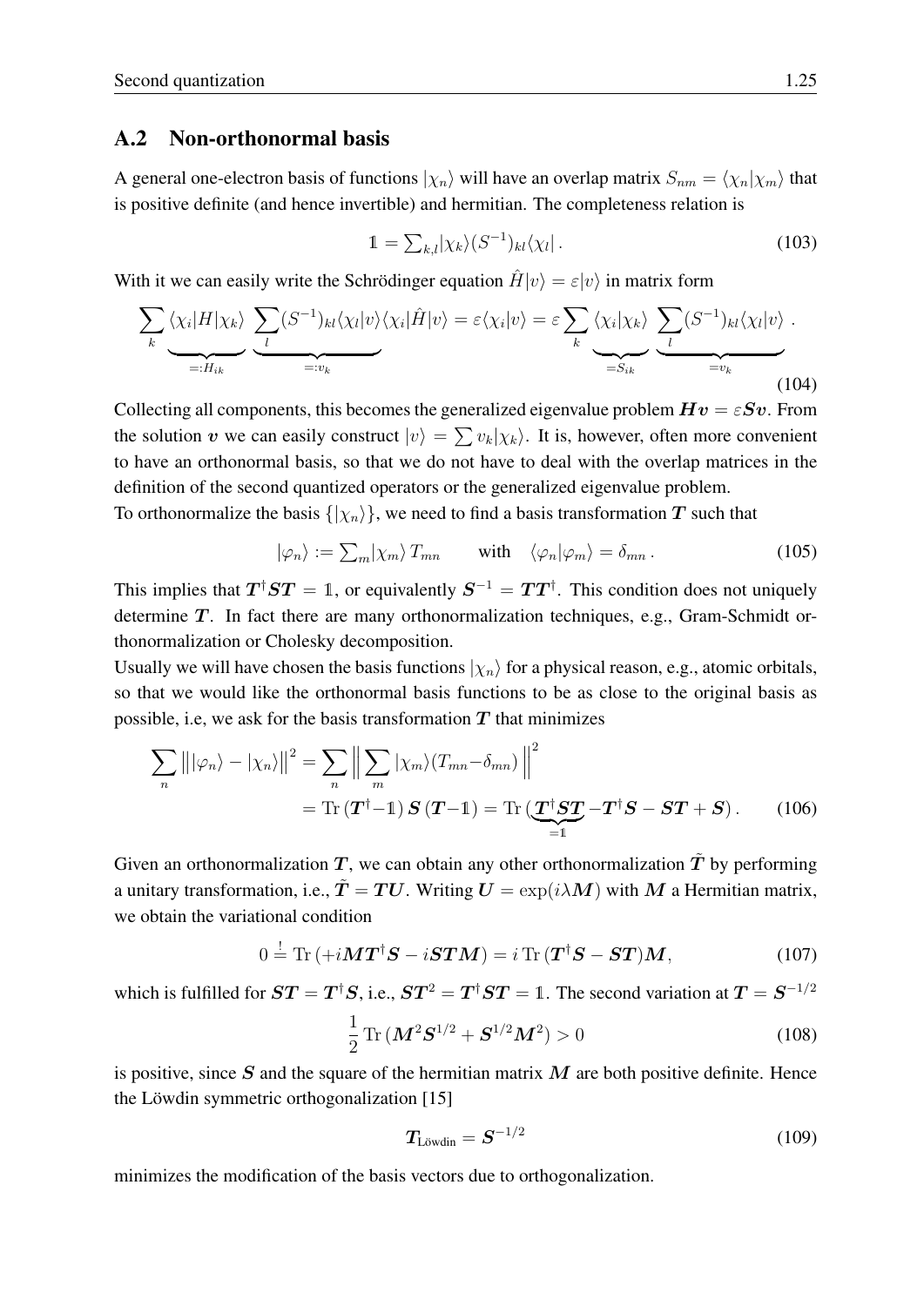## A.2 Non-orthonormal basis

A general one-electron basis of functions $|\chi_n\rangle$ will have an overlap matrix $S_{nm} = \langle\chi_n|\chi_m\rangle$ that is positive definite (and hence invertible) and hermitian. The completeness relation is

$$\mathbb{1} = \sum_{k,l} |\chi_k\rangle (S^{-1})_{kl} \langle\chi_l| \,. \tag{103}$$

With it we can easily write the Schrödinger equation $\hat{H}|v\rangle = \varepsilon|v\rangle$ in matrix form

$$\sum_k \underbrace{\langle\chi_i|H|\chi_k\rangle}_{=:H_{ik}} \underbrace{\sum_l (S^{-1})_{kl}\langle\chi_l|v\rangle}_{=:v_k} \langle\chi_i|\hat{H}|v\rangle = \varepsilon\langle\chi_i|v\rangle = \varepsilon \sum_k \underbrace{\langle\chi_i|\chi_k\rangle}_{=S_{ik}} \underbrace{\sum_l (S^{-1})_{kl}\langle\chi_l|v\rangle}_{=v_k} \,. \tag{104}$$

Collecting all components, this becomes the generalized eigenvalue problem $\boldsymbol{H}\boldsymbol{v} = \varepsilon\boldsymbol{S}\boldsymbol{v}$. From the solution $\boldsymbol{v}$ we can easily construct $|v\rangle = \sum v_k|\chi_k\rangle$. It is, however, often more convenient to have an orthonormal basis, so that we do not have to deal with the overlap matrices in the definition of the second quantized operators or the generalized eigenvalue problem.
To orthonormalize the basis $\{|\chi_n\rangle\}$, we need to find a basis transformation $\boldsymbol{T}$ such that

$$|\varphi_n\rangle := \sum_m |\chi_m\rangle\, T_{mn} \qquad \text{with} \quad \langle\varphi_n|\varphi_m\rangle = \delta_{mn} \,. \tag{105}$$

This implies that $\boldsymbol{T}^\dagger\boldsymbol{S}\boldsymbol{T} = \mathbb{1}$, or equivalently $\boldsymbol{S}^{-1} = \boldsymbol{T}\boldsymbol{T}^\dagger$. This condition does not uniquely determine $\boldsymbol{T}$. In fact there are many orthonormalization techniques, e.g., Gram-Schmidt orthonormalization or Cholesky decomposition.
Usually we will have chosen the basis functions $|\chi_n\rangle$ for a physical reason, e.g., atomic orbitals, so that we would like the orthonormal basis functions to be as close to the original basis as possible, i.e, we ask for the basis transformation $\boldsymbol{T}$ that minimizes

$$\begin{aligned}\sum_n \big\| |\varphi_n\rangle - |\chi_n\rangle \big\|^2 &= \sum_n \Big\| \sum_m |\chi_m\rangle (T_{mn} - \delta_{mn}) \Big\|^2 \\ &= \mathrm{Tr}\,(\boldsymbol{T}^\dagger - \mathbb{1})\,\boldsymbol{S}\,(\boldsymbol{T} - \mathbb{1}) = \mathrm{Tr}\,(\underbrace{\boldsymbol{T}^\dagger\boldsymbol{S}\boldsymbol{T}}_{=\mathbb{1}} - \boldsymbol{T}^\dagger\boldsymbol{S} - \boldsymbol{S}\boldsymbol{T} + \boldsymbol{S}) \,.\end{aligned} \tag{106}$$

Given an orthonormalization $\boldsymbol{T}$, we can obtain any other orthonormalization $\tilde{\boldsymbol{T}}$ by performing a unitary transformation, i.e., $\tilde{\boldsymbol{T}} = \boldsymbol{T}\boldsymbol{U}$. Writing $\boldsymbol{U} = \exp(i\lambda\boldsymbol{M})$ with $\boldsymbol{M}$ a Hermitian matrix, we obtain the variational condition

$$0 \stackrel{!}{=} \mathrm{Tr}\,(+i\boldsymbol{M}\boldsymbol{T}^\dagger\boldsymbol{S} - i\boldsymbol{S}\boldsymbol{T}\boldsymbol{M}) = i\,\mathrm{Tr}\,(\boldsymbol{T}^\dagger\boldsymbol{S} - \boldsymbol{S}\boldsymbol{T})\boldsymbol{M}, \tag{107}$$

which is fulfilled for $\boldsymbol{S}\boldsymbol{T} = \boldsymbol{T}^\dagger\boldsymbol{S}$, i.e., $\boldsymbol{S}\boldsymbol{T}^2 = \boldsymbol{T}^\dagger\boldsymbol{S}\boldsymbol{T} = \mathbb{1}$. The second variation at $\boldsymbol{T} = \boldsymbol{S}^{-1/2}$

$$\frac{1}{2}\,\mathrm{Tr}\,(\boldsymbol{M}^2\boldsymbol{S}^{1/2} + \boldsymbol{S}^{1/2}\boldsymbol{M}^2) > 0 \tag{108}$$

is positive, since $\boldsymbol{S}$ and the square of the hermitian matrix $\boldsymbol{M}$ are both positive definite. Hence the Löwdin symmetric orthogonalization [15]

$$\boldsymbol{T}_{\text{Löwdin}} = \boldsymbol{S}^{-1/2} \tag{109}$$

minimizes the modification of the basis vectors due to orthogonalization.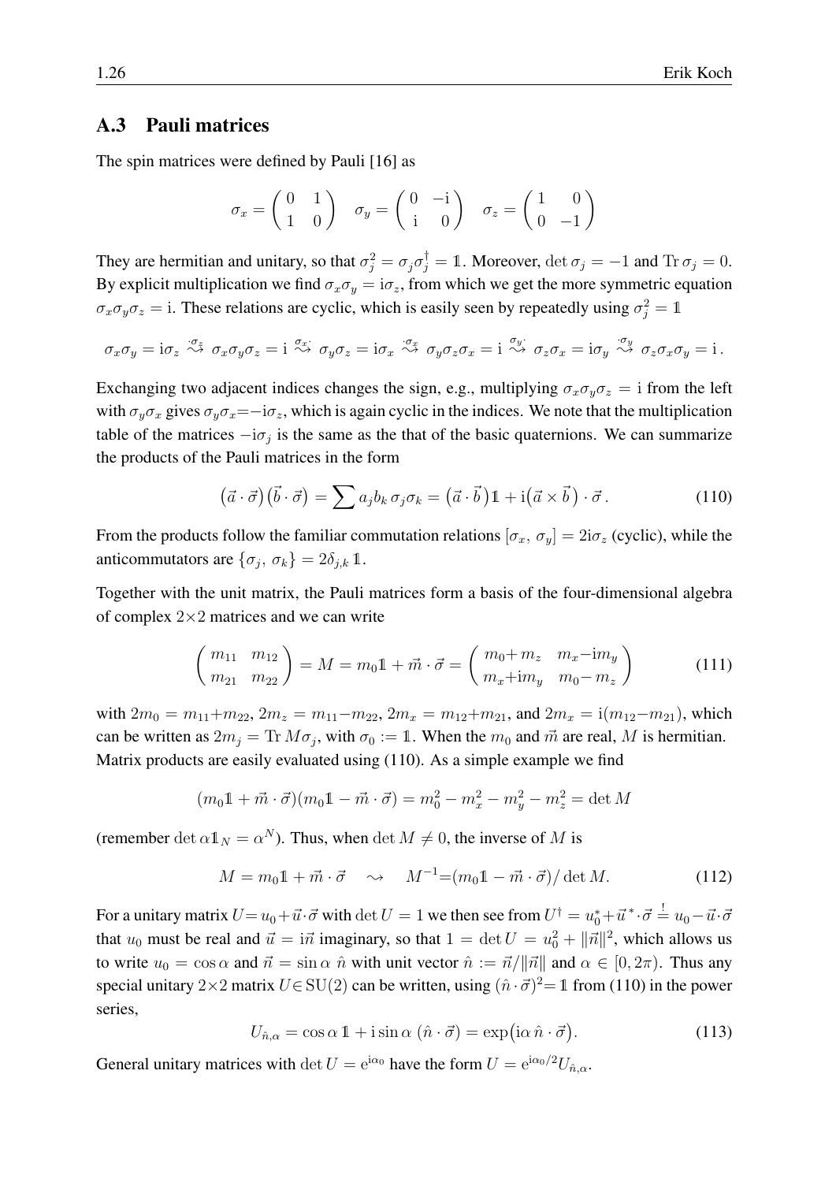## A.3 Pauli matrices

The spin matrices were defined by Pauli [16] as

$$\sigma_x = \begin{pmatrix} 0 & 1 \\ 1 & 0 \end{pmatrix} \quad \sigma_y = \begin{pmatrix} 0 & -\mathrm{i} \\ \mathrm{i} & 0 \end{pmatrix} \quad \sigma_z = \begin{pmatrix} 1 & 0 \\ 0 & -1 \end{pmatrix}$$

They are hermitian and unitary, so that $\sigma_j^2 = \sigma_j \sigma_j^\dagger = \mathbb{1}$. Moreover, $\det \sigma_j = -1$ and $\operatorname{Tr} \sigma_j = 0$. By explicit multiplication we find $\sigma_x \sigma_y = \mathrm{i}\sigma_z$, from which we get the more symmetric equation $\sigma_x \sigma_y \sigma_z = \mathrm{i}$. These relations are cyclic, which is easily seen by repeatedly using $\sigma_j^2 = \mathbb{1}$

$$\sigma_x\sigma_y = \mathrm{i}\sigma_z \overset{\cdot\sigma_z}{\rightsquigarrow} \sigma_x\sigma_y\sigma_z = \mathrm{i} \overset{\sigma_x\cdot}{\rightsquigarrow} \sigma_y\sigma_z = \mathrm{i}\sigma_x \overset{\cdot\sigma_x}{\rightsquigarrow} \sigma_y\sigma_z\sigma_x = \mathrm{i} \overset{\sigma_y\cdot}{\rightsquigarrow} \sigma_z\sigma_x = \mathrm{i}\sigma_y \overset{\cdot\sigma_y}{\rightsquigarrow} \sigma_z\sigma_x\sigma_y = \mathrm{i}\,.$$

Exchanging two adjacent indices changes the sign, e.g., multiplying $\sigma_x\sigma_y\sigma_z = \mathrm{i}$ from the left with $\sigma_y\sigma_x$ gives $\sigma_y\sigma_x = -\mathrm{i}\sigma_z$, which is again cyclic in the indices. We note that the multiplication table of the matrices $-\mathrm{i}\sigma_j$ is the same as the that of the basic quaternions. We can summarize the products of the Pauli matrices in the form

$$\big(\vec{a}\cdot\vec{\sigma}\big)\big(\vec{b}\cdot\vec{\sigma}\big) = \sum a_j b_k\, \sigma_j\sigma_k = \big(\vec{a}\cdot\vec{b}\big)\mathbb{1} + \mathrm{i}\big(\vec{a}\times\vec{b}\big)\cdot\vec{\sigma}\,. \tag{110}$$

From the products follow the familiar commutation relations $[\sigma_x,\, \sigma_y] = 2\mathrm{i}\sigma_z$ (cyclic), while the anticommutators are $\{\sigma_j,\, \sigma_k\} = 2\delta_{j,k}\,\mathbb{1}$.

Together with the unit matrix, the Pauli matrices form a basis of the four-dimensional algebra of complex $2{\times}2$ matrices and we can write

$$\begin{pmatrix} m_{11} & m_{12} \\ m_{21} & m_{22} \end{pmatrix} = M = m_0\mathbb{1} + \vec{m}\cdot\vec{\sigma} = \begin{pmatrix} m_0 + m_z & m_x - \mathrm{i}m_y \\ m_x + \mathrm{i}m_y & m_0 - m_z \end{pmatrix} \tag{111}$$

with $2m_0 = m_{11}+m_{22}$, $2m_z = m_{11}-m_{22}$, $2m_x = m_{12}+m_{21}$, and $2m_x = \mathrm{i}(m_{12}-m_{21})$, which can be written as $2m_j = \operatorname{Tr} M\sigma_j$, with $\sigma_0 := \mathbb{1}$. When the $m_0$ and $\vec{m}$ are real, $M$ is hermitian. Matrix products are easily evaluated using (110). As a simple example we find

$$(m_0\mathbb{1} + \vec{m}\cdot\vec{\sigma})(m_0\mathbb{1} - \vec{m}\cdot\vec{\sigma}) = m_0^2 - m_x^2 - m_y^2 - m_z^2 = \det M$$

(remember $\det \alpha\mathbb{1}_N = \alpha^N$). Thus, when $\det M \neq 0$, the inverse of $M$ is

$$M = m_0\mathbb{1} + \vec{m}\cdot\vec{\sigma} \quad \rightsquigarrow \quad M^{-1} = (m_0\mathbb{1} - \vec{m}\cdot\vec{\sigma})/\det M. \tag{112}$$

For a unitary matrix $U = u_0 + \vec{u}\cdot\vec{\sigma}$ with $\det U = 1$ we then see from $U^\dagger = u_0^* + \vec{u}^*\cdot\vec{\sigma} \overset{!}{=} u_0 - \vec{u}\cdot\vec{\sigma}$ that $u_0$ must be real and $\vec{u} = \mathrm{i}\vec{n}$ imaginary, so that $1 = \det U = u_0^2 + \|\vec{n}\|^2$, which allows us to write $u_0 = \cos\alpha$ and $\vec{n} = \sin\alpha\ \hat{n}$ with unit vector $\hat{n} := \vec{n}/\|\vec{n}\|$ and $\alpha \in [0, 2\pi)$. Thus any special unitary $2{\times}2$ matrix $U \in \mathrm{SU}(2)$ can be written, using $(\hat{n}\cdot\vec{\sigma})^2 = \mathbb{1}$ from (110) in the power series,

$$U_{\hat{n},\alpha} = \cos\alpha\ \mathbb{1} + \mathrm{i}\sin\alpha\ (\hat{n}\cdot\vec{\sigma}) = \exp\!\big(\mathrm{i}\alpha\,\hat{n}\cdot\vec{\sigma}\big). \tag{113}$$

General unitary matrices with $\det U = \mathrm{e}^{\mathrm{i}\alpha_0}$ have the form $U = \mathrm{e}^{\mathrm{i}\alpha_0/2}U_{\hat{n},\alpha}$.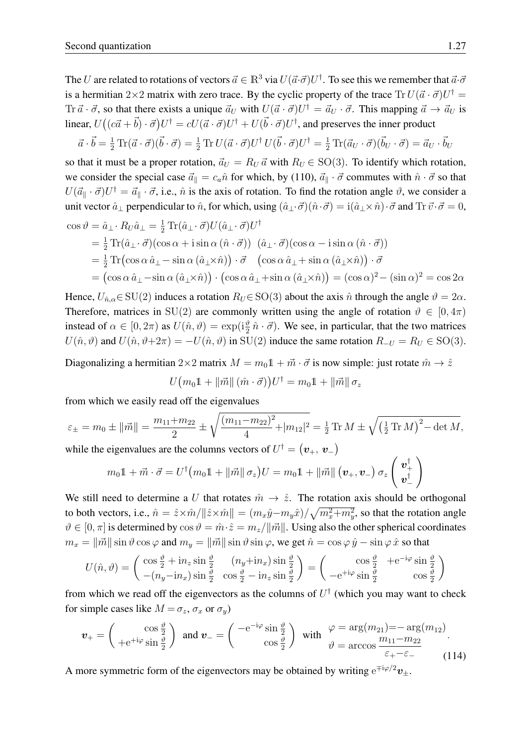The $U$ are related to rotations of vectors $\vec{a} \in \mathbb{R}^3$ via $U(\vec{a}\cdot\vec{\sigma})U^\dagger$. To see this we remember that $\vec{a}\cdot\vec{\sigma}$ is a hermitian $2\times 2$ matrix with zero trace. By the cyclic property of the trace $\operatorname{Tr} U(\vec{a}\cdot\vec{\sigma})U^\dagger = \operatorname{Tr}\vec{a}\cdot\vec{\sigma}$, so that there exists a unique $\vec{a}_U$ with $U(\vec{a}\cdot\vec{\sigma})U^\dagger = \vec{a}_U\cdot\vec{\sigma}$. This mapping $\vec{a}\to\vec{a}_U$ is linear, $U\big((c\vec{a}+\vec{b})\cdot\vec{\sigma}\big)U^\dagger = cU(\vec{a}\cdot\vec{\sigma})U^\dagger + U(\vec{b}\cdot\vec{\sigma})U^\dagger$, and preserves the inner product

$$\vec{a}\cdot\vec{b} = \tfrac{1}{2}\operatorname{Tr}(\vec{a}\cdot\vec{\sigma})(\vec{b}\cdot\vec{\sigma}) = \tfrac{1}{2}\operatorname{Tr} U(\vec{a}\cdot\vec{\sigma})U^\dagger\, U(\vec{b}\cdot\vec{\sigma})U^\dagger = \tfrac{1}{2}\operatorname{Tr}(\vec{a}_U\cdot\vec{\sigma})(\vec{b}_U\cdot\vec{\sigma}) = \vec{a}_U\cdot\vec{b}_U$$

so that it must be a proper rotation, $\vec{a}_U = R_U\,\vec{a}$ with $R_U\in\mathrm{SO}(3)$. To identify which rotation, we consider the special case $\vec{a}_\parallel = c_a\hat{n}$ for which, by (110), $\vec{a}_\parallel\cdot\vec{\sigma}$ commutes with $\hat{n}\cdot\vec{\sigma}$ so that $U(\vec{a}_\parallel\cdot\vec{\sigma})U^\dagger = \vec{a}_\parallel\cdot\vec{\sigma}$, i.e., $\hat{n}$ is the axis of rotation. To find the rotation angle $\vartheta$, we consider a unit vector $\hat{a}_\perp$ perpendicular to $\hat{n}$, for which, using $(\hat{a}_\perp\cdot\vec{\sigma})(\hat{n}\cdot\vec{\sigma}) = \mathrm{i}(\hat{a}_\perp\times\hat{n})\cdot\vec{\sigma}$ and $\operatorname{Tr}\vec{v}\cdot\vec{\sigma}=0$,

$$\begin{aligned}
\cos\vartheta = \hat{a}_\perp\cdot R_U\hat{a}_\perp &= \tfrac{1}{2}\operatorname{Tr}(\hat{a}_\perp\cdot\vec{\sigma})U(\hat{a}_\perp\cdot\vec{\sigma})U^\dagger \\
&= \tfrac{1}{2}\operatorname{Tr}(\hat{a}_\perp\cdot\vec{\sigma})(\cos\alpha+\mathrm{i}\sin\alpha\,(\hat{n}\cdot\vec{\sigma}))\;\;(\hat{a}_\perp\cdot\vec{\sigma})(\cos\alpha-\mathrm{i}\sin\alpha\,(\hat{n}\cdot\vec{\sigma})) \\
&= \tfrac{1}{2}\operatorname{Tr}\big(\cos\alpha\,\hat{a}_\perp - \sin\alpha\,(\hat{a}_\perp\times\hat{n})\big)\cdot\vec{\sigma}\quad\big(\cos\alpha\,\hat{a}_\perp + \sin\alpha\,(\hat{a}_\perp\times\hat{n})\big)\cdot\vec{\sigma} \\
&= \big(\cos\alpha\,\hat{a}_\perp - \sin\alpha\,(\hat{a}_\perp\times\hat{n})\big)\cdot\big(\cos\alpha\,\hat{a}_\perp + \sin\alpha\,(\hat{a}_\perp\times\hat{n})\big) = (\cos\alpha)^2 - (\sin\alpha)^2 = \cos 2\alpha
\end{aligned}$$

Hence, $U_{\hat{n},\alpha}\in\mathrm{SU}(2)$ induces a rotation $R_U\in\mathrm{SO}(3)$ about the axis $\hat{n}$ through the angle $\vartheta = 2\alpha$. Therefore, matrices in $\mathrm{SU}(2)$ are commonly written using the angle of rotation $\vartheta\in[0,4\pi)$ instead of $\alpha\in[0,2\pi)$ as $U(\hat{n},\vartheta) = \exp(\mathrm{i}\frac{\vartheta}{2}\,\hat{n}\cdot\vec{\sigma})$. We see, in particular, that the two matrices $U(\hat{n},\vartheta)$ and $U(\hat{n},\vartheta+2\pi) = -U(\hat{n},\vartheta)$ in $\mathrm{SU}(2)$ induce the same rotation $R_{-U} = R_U\in\mathrm{SO}(3)$.

Diagonalizing a hermitian $2\times 2$ matrix $M = m_0\mathbb{1} + \vec{m}\cdot\vec{\sigma}$ is now simple: just rotate $\hat{m}\to\hat{z}$

$$U\big(m_0\mathbb{1} + \|\vec{m}\|\,(\hat{m}\cdot\vec{\sigma})\big)U^\dagger = m_0\mathbb{1} + \|\vec{m}\|\,\sigma_z$$

from which we easily read off the eigenvalues

$$\varepsilon_\pm = m_0 \pm \|\vec{m}\| = \frac{m_{11}+m_{22}}{2} \pm \sqrt{\frac{(m_{11}-m_{22})^2}{4} + |m_{12}|^2} = \tfrac{1}{2}\operatorname{Tr} M \pm \sqrt{\big(\tfrac{1}{2}\operatorname{Tr} M\big)^2 - \det M},$$

while the eigenvalues are the columns vectors of $U^\dagger = \big(\boldsymbol{v}_+,\,\boldsymbol{v}_-\big)$

$$m_0\mathbb{1} + \vec{m}\cdot\vec{\sigma} = U^\dagger\big(m_0\mathbb{1} + \|\vec{m}\|\,\sigma_z\big)U = m_0\mathbb{1} + \|\vec{m}\|\,\big(\boldsymbol{v}_+,\boldsymbol{v}_-\big)\,\sigma_z\begin{pmatrix}\boldsymbol{v}_+^\dagger\\ \boldsymbol{v}_-^\dagger\end{pmatrix}$$

We still need to determine a $U$ that rotates $\hat{m}\to\hat{z}$. The rotation axis should be orthogonal to both vectors, i.e., $\hat{n} = \hat{z}\times\hat{m}/\|\hat{z}\times\hat{m}\| = (m_x\hat{y} - m_y\hat{x})/\sqrt{m_x^2+m_y^2}$, so that the rotation angle $\vartheta\in[0,\pi]$ is determined by $\cos\vartheta = \hat{m}\cdot\hat{z} = m_z/\|\vec{m}\|$. Using also the other spherical coordinates $m_x = \|\vec{m}\|\sin\vartheta\cos\varphi$ and $m_y = \|\vec{m}\|\sin\vartheta\sin\varphi$, we get $\hat{n} = \cos\varphi\,\hat{y} - \sin\varphi\,\hat{x}$ so that

$$U(\hat{n},\vartheta) = \begin{pmatrix}\cos\frac{\vartheta}{2} + \mathrm{i}n_z\sin\frac{\vartheta}{2} & (n_y+\mathrm{i}n_x)\sin\frac{\vartheta}{2}\\ -(n_y-\mathrm{i}n_x)\sin\frac{\vartheta}{2} & \cos\frac{\vartheta}{2} - \mathrm{i}n_z\sin\frac{\vartheta}{2}\end{pmatrix} = \begin{pmatrix}\cos\frac{\vartheta}{2} & +\mathrm{e}^{-\mathrm{i}\varphi}\sin\frac{\vartheta}{2}\\ -\mathrm{e}^{+\mathrm{i}\varphi}\sin\frac{\vartheta}{2} & \cos\frac{\vartheta}{2}\end{pmatrix}$$

from which we read off the eigenvectors as the columns of $U^\dagger$ (which you may want to check for simple cases like $M = \sigma_z$, $\sigma_x$ or $\sigma_y$)

$$\boldsymbol{v}_+ = \begin{pmatrix}\cos\frac{\vartheta}{2}\\ +\mathrm{e}^{+\mathrm{i}\varphi}\sin\frac{\vartheta}{2}\end{pmatrix}\ \text{ and }\ \boldsymbol{v}_- = \begin{pmatrix}-\mathrm{e}^{-\mathrm{i}\varphi}\sin\frac{\vartheta}{2}\\ \cos\frac{\vartheta}{2}\end{pmatrix}\ \text{ with }\ \begin{aligned}\varphi &= \arg(m_{21}) = -\arg(m_{12})\\ \vartheta &= \arccos\frac{m_{11}-m_{22}}{\varepsilon_+-\varepsilon_-}\end{aligned}. \tag{114}$$

A more symmetric form of the eigenvectors may be obtained by writing $\mathrm{e}^{\mp\mathrm{i}\varphi/2}\boldsymbol{v}_\pm$.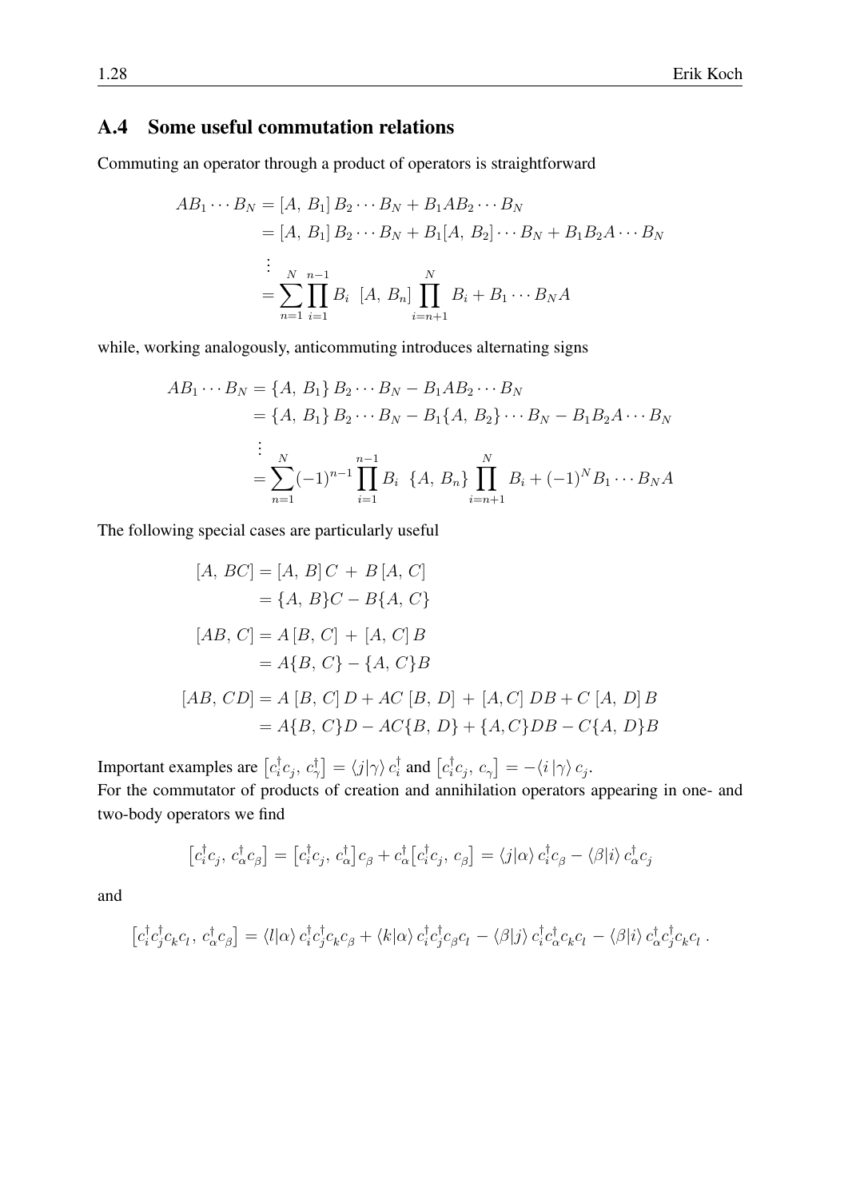## A.4 Some useful commutation relations

Commuting an operator through a product of operators is straightforward

$$
\begin{aligned}
AB_1 \cdots B_N &= [A,\, B_1]\, B_2 \cdots B_N + B_1 A B_2 \cdots B_N \\
&= [A,\, B_1]\, B_2 \cdots B_N + B_1 [A,\, B_2] \cdots B_N + B_1 B_2 A \cdots B_N \\
&\;\vdots \\
&= \sum_{n=1}^{N} \prod_{i=1}^{n-1} B_i \;\; [A,\, B_n] \prod_{i=n+1}^{N} B_i + B_1 \cdots B_N A
\end{aligned}
$$

while, working analogously, anticommuting introduces alternating signs

$$
\begin{aligned}
AB_1 \cdots B_N &= \{A,\, B_1\}\, B_2 \cdots B_N - B_1 A B_2 \cdots B_N \\
&= \{A,\, B_1\}\, B_2 \cdots B_N - B_1 \{A,\, B_2\} \cdots B_N - B_1 B_2 A \cdots B_N \\
&\;\vdots \\
&= \sum_{n=1}^{N} (-1)^{n-1} \prod_{i=1}^{n-1} B_i \;\; \{A,\, B_n\} \prod_{i=n+1}^{N} B_i + (-1)^N B_1 \cdots B_N A
\end{aligned}
$$

The following special cases are particularly useful

$$
\begin{aligned}
[A,\, BC] &= [A,\, B]\, C \,+\, B\, [A,\, C] \\
&= \{A,\, B\} C - B \{A,\, C\} \\
[AB,\, C] &= A\, [B,\, C] \,+\, [A,\, C]\, B \\
&= A \{B,\, C\} - \{A,\, C\} B \\
[AB,\, CD] &= A\, [B,\, C]\, D + AC\, [B,\, D] \,+\, [A, C]\, DB + C\, [A,\, D]\, B \\
&= A \{B,\, C\} D - AC \{B,\, D\} + \{A, C\} DB - C \{A,\, D\} B
\end{aligned}
$$

Important examples are $\left[c_i^\dagger c_j,\, c_\gamma^\dagger\right] = \langle j|\gamma\rangle\, c_i^\dagger$ and $\left[c_i^\dagger c_j,\, c_\gamma\right] = -\langle i\,|\gamma\rangle\, c_j$.
For the commutator of products of creation and annihilation operators appearing in one- and two-body operators we find

$$
\left[c_i^\dagger c_j,\, c_\alpha^\dagger c_\beta\right] = \left[c_i^\dagger c_j,\, c_\alpha^\dagger\right] c_\beta + c_\alpha^\dagger \left[c_i^\dagger c_j,\, c_\beta\right] = \langle j|\alpha\rangle\, c_i^\dagger c_\beta - \langle \beta|i\rangle\, c_\alpha^\dagger c_j
$$

and

$$
\left[c_i^\dagger c_j^\dagger c_k c_l,\, c_\alpha^\dagger c_\beta\right] = \langle l|\alpha\rangle\, c_i^\dagger c_j^\dagger c_k c_\beta + \langle k|\alpha\rangle\, c_i^\dagger c_j^\dagger c_\beta c_l - \langle \beta|j\rangle\, c_i^\dagger c_\alpha^\dagger c_k c_l - \langle \beta|i\rangle\, c_\alpha^\dagger c_j^\dagger c_k c_l\,.
$$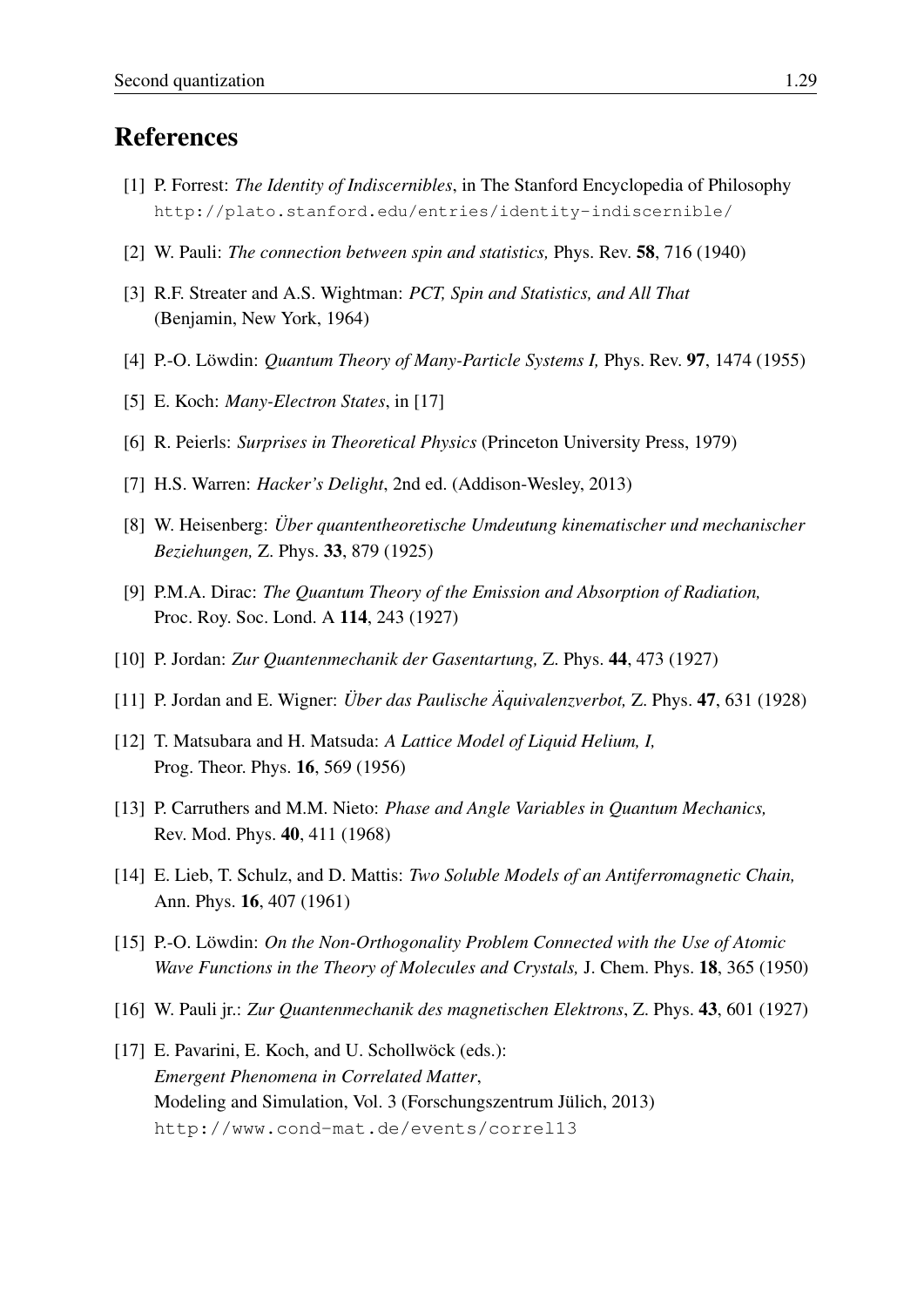# References

[1] P. Forrest: *The Identity of Indiscernibles*, in The Stanford Encyclopedia of Philosophy http://plato.stanford.edu/entries/identity-indiscernible/

[2] W. Pauli: *The connection between spin and statistics,* Phys. Rev. **58**, 716 (1940)

[3] R.F. Streater and A.S. Wightman: *PCT, Spin and Statistics, and All That* (Benjamin, New York, 1964)

[4] P.-O. Löwdin: *Quantum Theory of Many-Particle Systems I,* Phys. Rev. **97**, 1474 (1955)

[5] E. Koch: *Many-Electron States*, in [17]

[6] R. Peierls: *Surprises in Theoretical Physics* (Princeton University Press, 1979)

[7] H.S. Warren: *Hacker's Delight*, 2nd ed. (Addison-Wesley, 2013)

[8] W. Heisenberg: *Über quantentheoretische Umdeutung kinematischer und mechanischer Beziehungen,* Z. Phys. **33**, 879 (1925)

[9] P.M.A. Dirac: *The Quantum Theory of the Emission and Absorption of Radiation,* Proc. Roy. Soc. Lond. A **114**, 243 (1927)

[10] P. Jordan: *Zur Quantenmechanik der Gasentartung,* Z. Phys. **44**, 473 (1927)

[11] P. Jordan and E. Wigner: *Über das Paulische Äquivalenzverbot,* Z. Phys. **47**, 631 (1928)

[12] T. Matsubara and H. Matsuda: *A Lattice Model of Liquid Helium, I,* Prog. Theor. Phys. **16**, 569 (1956)

[13] P. Carruthers and M.M. Nieto: *Phase and Angle Variables in Quantum Mechanics,* Rev. Mod. Phys. **40**, 411 (1968)

[14] E. Lieb, T. Schulz, and D. Mattis: *Two Soluble Models of an Antiferromagnetic Chain,* Ann. Phys. **16**, 407 (1961)

[15] P.-O. Löwdin: *On the Non-Orthogonality Problem Connected with the Use of Atomic Wave Functions in the Theory of Molecules and Crystals,* J. Chem. Phys. **18**, 365 (1950)

[16] W. Pauli jr.: *Zur Quantenmechanik des magnetischen Elektrons*, Z. Phys. **43**, 601 (1927)

[17] E. Pavarini, E. Koch, and U. Schollwöck (eds.): *Emergent Phenomena in Correlated Matter*, Modeling and Simulation, Vol. 3 (Forschungszentrum Jülich, 2013) http://www.cond-mat.de/events/correl13